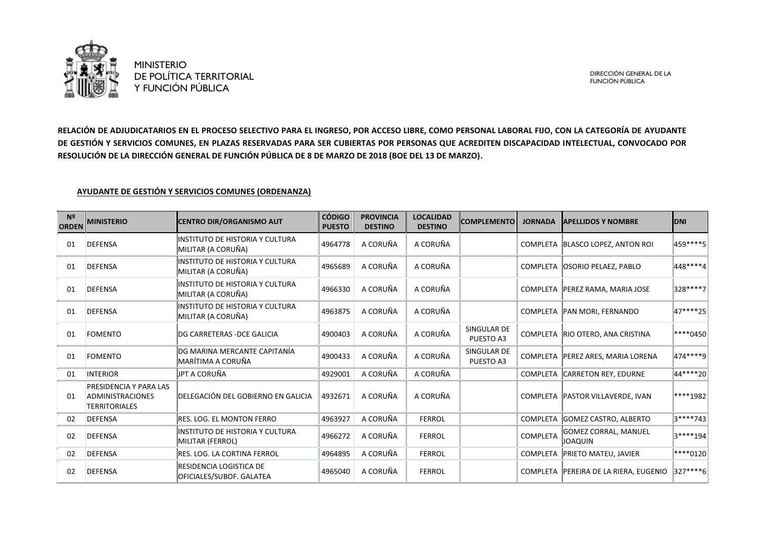MINISTERIO
DE POLÍTICA TERRITORIAL
Y FUNCIÓN PÚBLICA

DIRECCIÓN GENERAL DE LA
FUNCIÓN PÚBLICA

**RELACIÓN DE ADJUDICATARIOS EN EL PROCESO SELECTIVO PARA EL INGRESO, POR ACCESO LIBRE, COMO PERSONAL LABORAL FIJO, CON LA CATEGORÍA DE AYUDANTE DE GESTIÓN Y SERVICIOS COMUNES, EN PLAZAS RESERVADAS PARA SER CUBIERTAS POR PERSONAS QUE ACREDITEN DISCAPACIDAD INTELECTUAL, CONVOCADO POR RESOLUCIÓN DE LA DIRECCIÓN GENERAL DE FUNCIÓN PÚBLICA DE 8 DE MARZO DE 2018 (BOE DEL 13 DE MARZO).**

**AYUDANTE DE GESTIÓN Y SERVICIOS COMUNES (ORDENANZA)**

| Nº ORDEN | MINISTERIO | CENTRO DIR/ORGANISMO AUT | CÓDIGO PUESTO | PROVINCIA DESTINO | LOCALIDAD DESTINO | COMPLEMENTO | JORNADA | APELLIDOS Y NOMBRE | DNI |
|---|---|---|---|---|---|---|---|---|---|
| 01 | DEFENSA | INSTITUTO DE HISTORIA Y CULTURA MILITAR (A CORUÑA) | 4964778 | A CORUÑA | A CORUÑA | | COMPLETA | BLASCO LOPEZ, ANTON ROI | 459****5 |
| 01 | DEFENSA | INSTITUTO DE HISTORIA Y CULTURA MILITAR (A CORUÑA) | 4965689 | A CORUÑA | A CORUÑA | | COMPLETA | OSORIO PELAEZ, PABLO | 448****4 |
| 01 | DEFENSA | INSTITUTO DE HISTORIA Y CULTURA MILITAR (A CORUÑA) | 4966330 | A CORUÑA | A CORUÑA | | COMPLETA | PEREZ RAMA, MARIA JOSE | 328****7 |
| 01 | DEFENSA | INSTITUTO DE HISTORIA Y CULTURA MILITAR (A CORUÑA) | 4963875 | A CORUÑA | A CORUÑA | | COMPLETA | PAN MORI, FERNANDO | 47****25 |
| 01 | FOMENTO | DG CARRETERAS -DCE GALICIA | 4900403 | A CORUÑA | A CORUÑA | SINGULAR DE PUESTO A3 | COMPLETA | RIO OTERO, ANA CRISTINA | ****0450 |
| 01 | FOMENTO | DG MARINA MERCANTE CAPITANÍA MARÍTIMA A CORUÑA | 4900433 | A CORUÑA | A CORUÑA | SINGULAR DE PUESTO A3 | COMPLETA | PEREZ ARES, MARIA LORENA | 474****9 |
| 01 | INTERIOR | JPT A CORUÑA | 4929001 | A CORUÑA | A CORUÑA | | COMPLETA | CARRETON REY, EDURNE | 44****20 |
| 01 | PRESIDENCIA Y PARA LAS ADMINISTRACIONES TERRITORIALES | DELEGACIÓN DEL GOBIERNO EN GALICIA | 4932671 | A CORUÑA | A CORUÑA | | COMPLETA | PASTOR VILLAVERDE, IVAN | ****1982 |
| 02 | DEFENSA | RES. LOG. EL MONTON FERRO | 4963927 | A CORUÑA | FERROL | | COMPLETA | GOMEZ CASTRO, ALBERTO | 3****743 |
| 02 | DEFENSA | INSTITUTO DE HISTORIA Y CULTURA MILITAR (FERROL) | 4966272 | A CORUÑA | FERROL | | COMPLETA | GOMEZ CORRAL, MANUEL JOAQUIN | 3****194 |
| 02 | DEFENSA | RES. LOG. LA CORTINA FERROL | 4964895 | A CORUÑA | FERROL | | COMPLETA | PRIETO MATEU, JAVIER | ****0120 |
| 02 | DEFENSA | RESIDENCIA LOGISTICA DE OFICIALES/SUBOF. GALATEA | 4965040 | A CORUÑA | FERROL | | COMPLETA | PEREIRA DE LA RIERA, EUGENIO | 327****6 |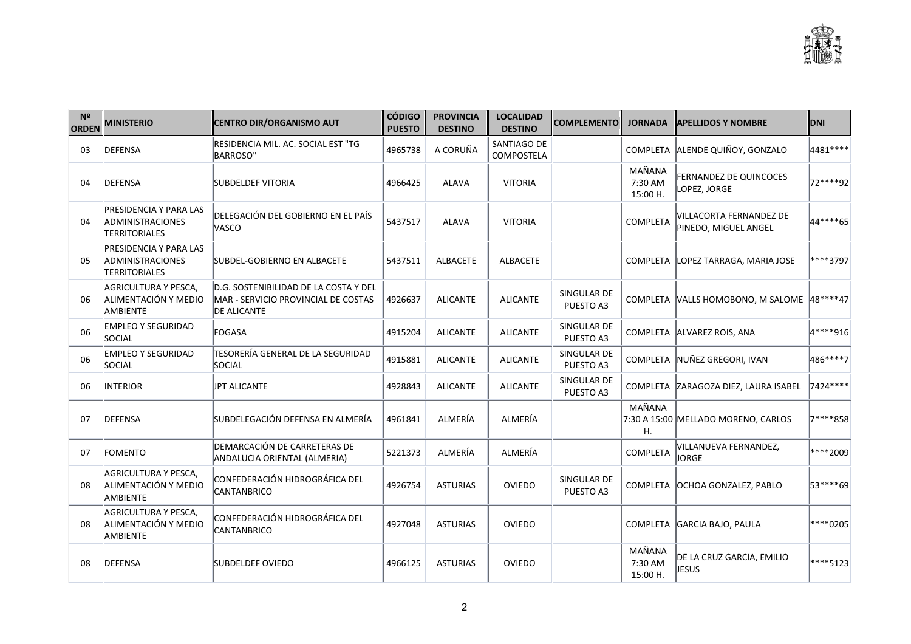| Nº ORDEN | MINISTERIO | CENTRO DIR/ORGANISMO AUT | CÓDIGO PUESTO | PROVINCIA DESTINO | LOCALIDAD DESTINO | COMPLEMENTO | JORNADA | APELLIDOS Y NOMBRE | DNI |
|---|---|---|---|---|---|---|---|---|---|
| 03 | DEFENSA | RESIDENCIA MIL. AC. SOCIAL EST "TG BARROSO" | 4965738 | A CORUÑA | SANTIAGO DE COMPOSTELA | | COMPLETA | ALENDE QUIÑOY, GONZALO | 4481**** |
| 04 | DEFENSA | SUBDELDEF VITORIA | 4966425 | ALAVA | VITORIA | | MAÑANA 7:30 AM 15:00 H. | FERNANDEZ DE QUINCOCES LOPEZ, JORGE | 72****92 |
| 04 | PRESIDENCIA Y PARA LAS ADMINISTRACIONES TERRITORIALES | DELEGACIÓN DEL GOBIERNO EN EL PAÍS VASCO | 5437517 | ALAVA | VITORIA | | COMPLETA | VILLACORTA FERNANDEZ DE PINEDO, MIGUEL ANGEL | 44****65 |
| 05 | PRESIDENCIA Y PARA LAS ADMINISTRACIONES TERRITORIALES | SUBDEL-GOBIERNO EN ALBACETE | 5437511 | ALBACETE | ALBACETE | | COMPLETA | LOPEZ TARRAGA, MARIA JOSE | ****3797 |
| 06 | AGRICULTURA Y PESCA, ALIMENTACIÓN Y MEDIO AMBIENTE | D.G. SOSTENIBILIDAD DE LA COSTA Y DEL MAR - SERVICIO PROVINCIAL DE COSTAS DE ALICANTE | 4926637 | ALICANTE | ALICANTE | SINGULAR DE PUESTO A3 | COMPLETA | VALLS HOMOBONO, M SALOME | 48****47 |
| 06 | EMPLEO Y SEGURIDAD SOCIAL | FOGASA | 4915204 | ALICANTE | ALICANTE | SINGULAR DE PUESTO A3 | COMPLETA | ALVAREZ ROIS, ANA | 4****916 |
| 06 | EMPLEO Y SEGURIDAD SOCIAL | TESORERÍA GENERAL DE LA SEGURIDAD SOCIAL | 4915881 | ALICANTE | ALICANTE | SINGULAR DE PUESTO A3 | COMPLETA | NUÑEZ GREGORI, IVAN | 486****7 |
| 06 | INTERIOR | JPT ALICANTE | 4928843 | ALICANTE | ALICANTE | SINGULAR DE PUESTO A3 | COMPLETA | ZARAGOZA DIEZ, LAURA ISABEL | 7424**** |
| 07 | DEFENSA | SUBDELEGACIÓN DEFENSA EN ALMERÍA | 4961841 | ALMERÍA | ALMERÍA | | MAÑANA 7:30 A 15:00 H. | MELLADO MORENO, CARLOS | 7****858 |
| 07 | FOMENTO | DEMARCACIÓN DE CARRETERAS DE ANDALUCIA ORIENTAL (ALMERIA) | 5221373 | ALMERÍA | ALMERÍA | | COMPLETA | VILLANUEVA FERNANDEZ, JORGE | ****2009 |
| 08 | AGRICULTURA Y PESCA, ALIMENTACIÓN Y MEDIO AMBIENTE | CONFEDERACIÓN HIDROGRÁFICA DEL CANTANBRICO | 4926754 | ASTURIAS | OVIEDO | SINGULAR DE PUESTO A3 | COMPLETA | OCHOA GONZALEZ, PABLO | 53****69 |
| 08 | AGRICULTURA Y PESCA, ALIMENTACIÓN Y MEDIO AMBIENTE | CONFEDERACIÓN HIDROGRÁFICA DEL CANTANBRICO | 4927048 | ASTURIAS | OVIEDO | | COMPLETA | GARCIA BAJO, PAULA | ****0205 |
| 08 | DEFENSA | SUBDELDEF OVIEDO | 4966125 | ASTURIAS | OVIEDO | | MAÑANA 7:30 AM 15:00 H. | DE LA CRUZ GARCIA, EMILIO JESUS | ****5123 |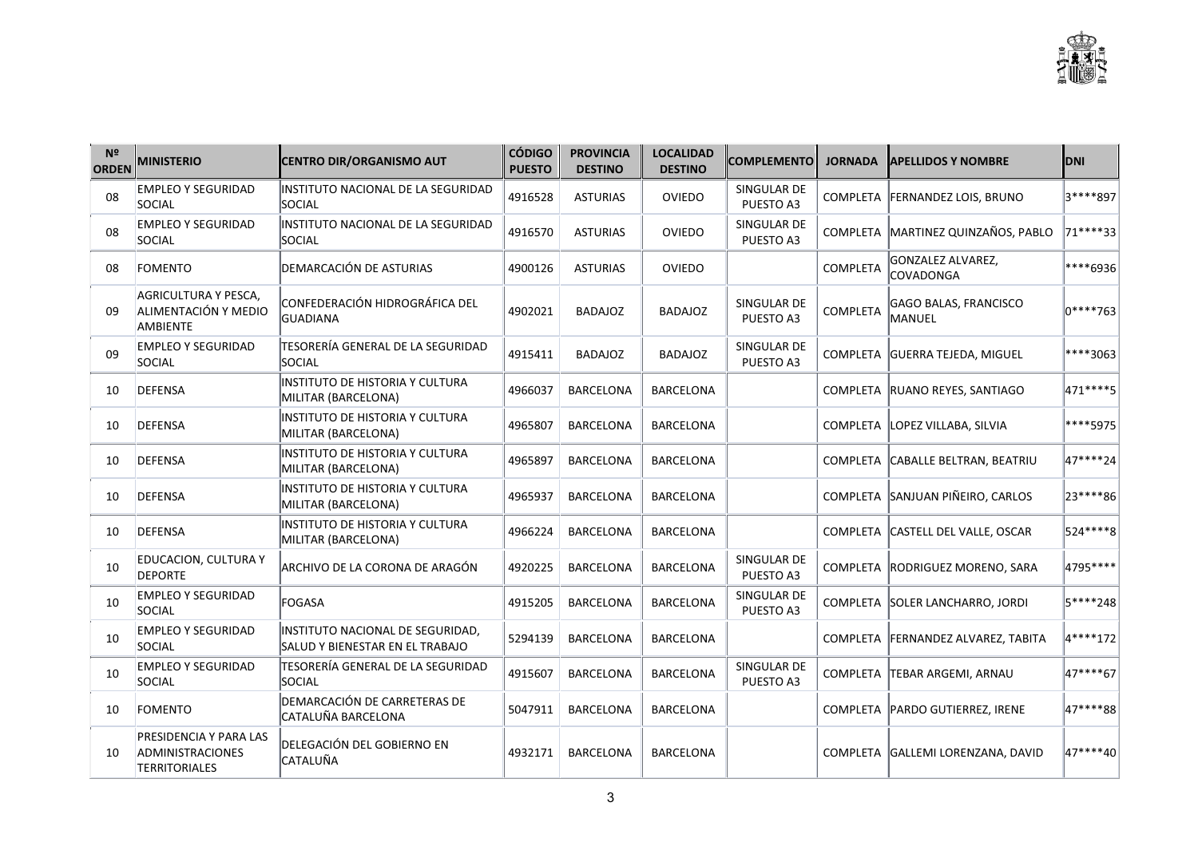| Nº ORDEN | MINISTERIO | CENTRO DIR/ORGANISMO AUT | CÓDIGO PUESTO | PROVINCIA DESTINO | LOCALIDAD DESTINO | COMPLEMENTO | JORNADA | APELLIDOS Y NOMBRE | DNI |
|---|---|---|---|---|---|---|---|---|---|
| 08 | EMPLEO Y SEGURIDAD SOCIAL | INSTITUTO NACIONAL DE LA SEGURIDAD SOCIAL | 4916528 | ASTURIAS | OVIEDO | SINGULAR DE PUESTO A3 | COMPLETA | FERNANDEZ LOIS, BRUNO | 3****897 |
| 08 | EMPLEO Y SEGURIDAD SOCIAL | INSTITUTO NACIONAL DE LA SEGURIDAD SOCIAL | 4916570 | ASTURIAS | OVIEDO | SINGULAR DE PUESTO A3 | COMPLETA | MARTINEZ QUINZAÑOS, PABLO | 71****33 |
| 08 | FOMENTO | DEMARCACIÓN DE ASTURIAS | 4900126 | ASTURIAS | OVIEDO | | COMPLETA | GONZALEZ ALVAREZ, COVADONGA | ****6936 |
| 09 | AGRICULTURA Y PESCA, ALIMENTACIÓN Y MEDIO AMBIENTE | CONFEDERACIÓN HIDROGRÁFICA DEL GUADIANA | 4902021 | BADAJOZ | BADAJOZ | SINGULAR DE PUESTO A3 | COMPLETA | GAGO BALAS, FRANCISCO MANUEL | 0****763 |
| 09 | EMPLEO Y SEGURIDAD SOCIAL | TESORERÍA GENERAL DE LA SEGURIDAD SOCIAL | 4915411 | BADAJOZ | BADAJOZ | SINGULAR DE PUESTO A3 | COMPLETA | GUERRA TEJEDA, MIGUEL | ****3063 |
| 10 | DEFENSA | INSTITUTO DE HISTORIA Y CULTURA MILITAR (BARCELONA) | 4966037 | BARCELONA | BARCELONA | | COMPLETA | RUANO REYES, SANTIAGO | 471****5 |
| 10 | DEFENSA | INSTITUTO DE HISTORIA Y CULTURA MILITAR (BARCELONA) | 4965807 | BARCELONA | BARCELONA | | COMPLETA | LOPEZ VILLABA, SILVIA | ****5975 |
| 10 | DEFENSA | INSTITUTO DE HISTORIA Y CULTURA MILITAR (BARCELONA) | 4965897 | BARCELONA | BARCELONA | | COMPLETA | CABALLE BELTRAN, BEATRIU | 47****24 |
| 10 | DEFENSA | INSTITUTO DE HISTORIA Y CULTURA MILITAR (BARCELONA) | 4965937 | BARCELONA | BARCELONA | | COMPLETA | SANJUAN PIÑEIRO, CARLOS | 23****86 |
| 10 | DEFENSA | INSTITUTO DE HISTORIA Y CULTURA MILITAR (BARCELONA) | 4966224 | BARCELONA | BARCELONA | | COMPLETA | CASTELL DEL VALLE, OSCAR | 524****8 |
| 10 | EDUCACION, CULTURA Y DEPORTE | ARCHIVO DE LA CORONA DE ARAGÓN | 4920225 | BARCELONA | BARCELONA | SINGULAR DE PUESTO A3 | COMPLETA | RODRIGUEZ MORENO, SARA | 4795**** |
| 10 | EMPLEO Y SEGURIDAD SOCIAL | FOGASA | 4915205 | BARCELONA | BARCELONA | SINGULAR DE PUESTO A3 | COMPLETA | SOLER LANCHARRO, JORDI | 5****248 |
| 10 | EMPLEO Y SEGURIDAD SOCIAL | INSTITUTO NACIONAL DE SEGURIDAD, SALUD Y BIENESTAR EN EL TRABAJO | 5294139 | BARCELONA | BARCELONA | | COMPLETA | FERNANDEZ ALVAREZ, TABITA | 4****172 |
| 10 | EMPLEO Y SEGURIDAD SOCIAL | TESORERÍA GENERAL DE LA SEGURIDAD SOCIAL | 4915607 | BARCELONA | BARCELONA | SINGULAR DE PUESTO A3 | COMPLETA | TEBAR ARGEMI, ARNAU | 47****67 |
| 10 | FOMENTO | DEMARCACIÓN DE CARRETERAS DE CATALUÑA BARCELONA | 5047911 | BARCELONA | BARCELONA | | COMPLETA | PARDO GUTIERREZ, IRENE | 47****88 |
| 10 | PRESIDENCIA Y PARA LAS ADMINISTRACIONES TERRITORIALES | DELEGACIÓN DEL GOBIERNO EN CATALUÑA | 4932171 | BARCELONA | BARCELONA | | COMPLETA | GALLEMI LORENZANA, DAVID | 47****40 |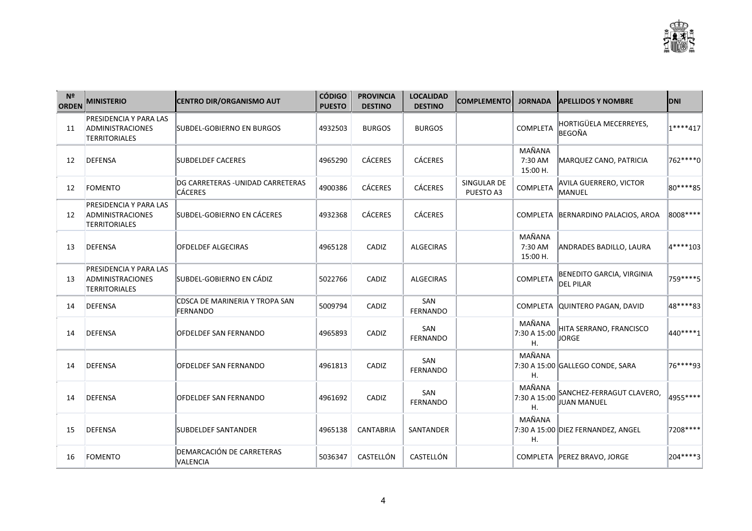| Nº ORDEN | MINISTERIO | CENTRO DIR/ORGANISMO AUT | CÓDIGO PUESTO | PROVINCIA DESTINO | LOCALIDAD DESTINO | COMPLEMENTO | JORNADA | APELLIDOS Y NOMBRE | DNI |
|---|---|---|---|---|---|---|---|---|---|
| 11 | PRESIDENCIA Y PARA LAS ADMINISTRACIONES TERRITORIALES | SUBDEL-GOBIERNO EN BURGOS | 4932503 | BURGOS | BURGOS | | COMPLETA | HORTIGÜELA MECERREYES, BEGOÑA | 1****417 |
| 12 | DEFENSA | SUBDELDEF CACERES | 4965290 | CÁCERES | CÁCERES | | MAÑANA 7:30 AM 15:00 H. | MARQUEZ CANO, PATRICIA | 762****0 |
| 12 | FOMENTO | DG CARRETERAS -UNIDAD CARRETERAS CÁCERES | 4900386 | CÁCERES | CÁCERES | SINGULAR DE PUESTO A3 | COMPLETA | AVILA GUERRERO, VICTOR MANUEL | 80****85 |
| 12 | PRESIDENCIA Y PARA LAS ADMINISTRACIONES TERRITORIALES | SUBDEL-GOBIERNO EN CÁCERES | 4932368 | CÁCERES | CÁCERES | | COMPLETA | BERNARDINO PALACIOS, AROA | 8008**** |
| 13 | DEFENSA | OFDELDEF ALGECIRAS | 4965128 | CADIZ | ALGECIRAS | | MAÑANA 7:30 AM 15:00 H. | ANDRADES BADILLO, LAURA | 4****103 |
| 13 | PRESIDENCIA Y PARA LAS ADMINISTRACIONES TERRITORIALES | SUBDEL-GOBIERNO EN CÁDIZ | 5022766 | CADIZ | ALGECIRAS | | COMPLETA | BENEDITO GARCIA, VIRGINIA DEL PILAR | 759****5 |
| 14 | DEFENSA | CDSCA DE MARINERIA Y TROPA SAN FERNANDO | 5009794 | CADIZ | SAN FERNANDO | | COMPLETA | QUINTERO PAGAN, DAVID | 48****83 |
| 14 | DEFENSA | OFDELDEF SAN FERNANDO | 4965893 | CADIZ | SAN FERNANDO | | MAÑANA 7:30 A 15:00 H. | HITA SERRANO, FRANCISCO JORGE | 440****1 |
| 14 | DEFENSA | OFDELDEF SAN FERNANDO | 4961813 | CADIZ | SAN FERNANDO | | MAÑANA 7:30 A 15:00 H. | GALLEGO CONDE, SARA | 76****93 |
| 14 | DEFENSA | OFDELDEF SAN FERNANDO | 4961692 | CADIZ | SAN FERNANDO | | MAÑANA 7:30 A 15:00 H. | SANCHEZ-FERRAGUT CLAVERO, JUAN MANUEL | 4955**** |
| 15 | DEFENSA | SUBDELDEF SANTANDER | 4965138 | CANTABRIA | SANTANDER | | MAÑANA 7:30 A 15:00 H. | DIEZ FERNANDEZ, ANGEL | 7208**** |
| 16 | FOMENTO | DEMARCACIÓN DE CARRETERAS VALENCIA | 5036347 | CASTELLÓN | CASTELLÓN | | COMPLETA | PEREZ BRAVO, JORGE | 204****3 |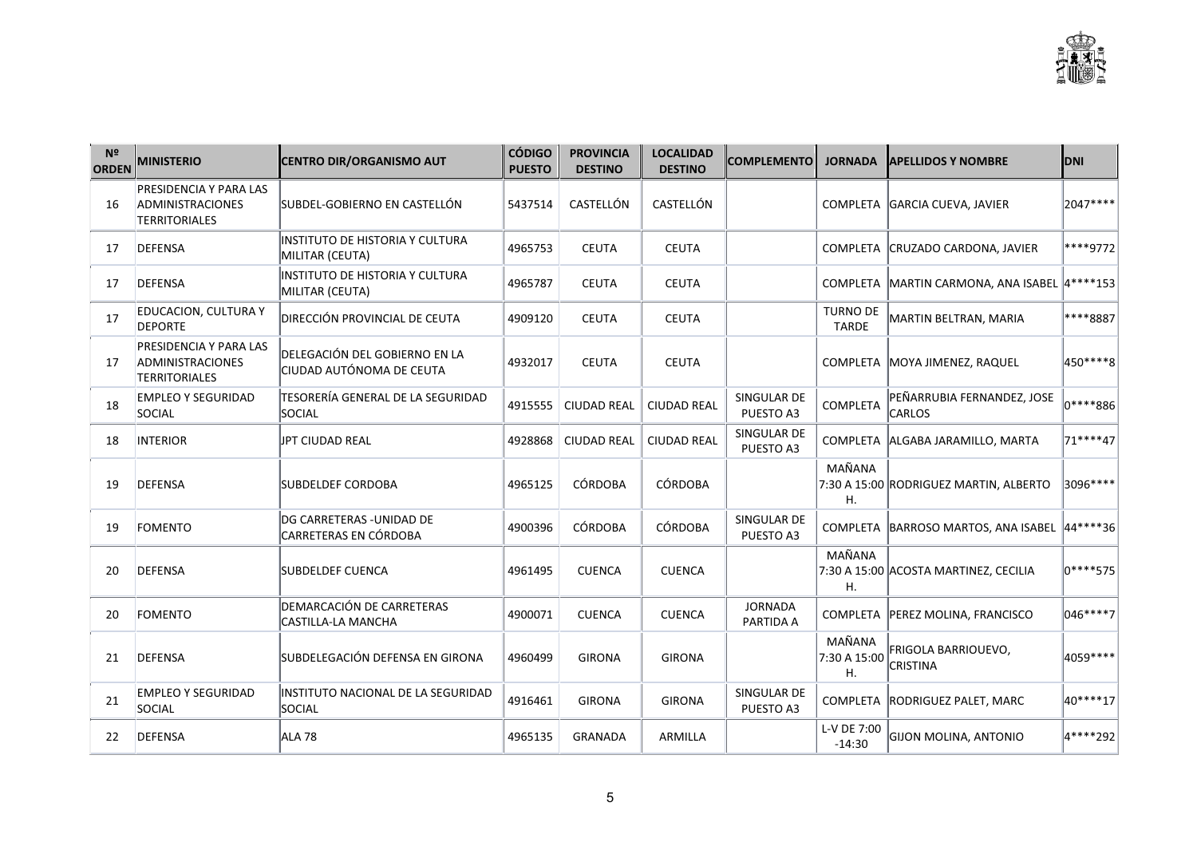| Nº ORDEN | MINISTERIO | CENTRO DIR/ORGANISMO AUT | CÓDIGO PUESTO | PROVINCIA DESTINO | LOCALIDAD DESTINO | COMPLEMENTO | JORNADA | APELLIDOS Y NOMBRE | DNI |
|---|---|---|---|---|---|---|---|---|---|
| 16 | PRESIDENCIA Y PARA LAS ADMINISTRACIONES TERRITORIALES | SUBDEL-GOBIERNO EN CASTELLÓN | 5437514 | CASTELLÓN | CASTELLÓN | | COMPLETA | GARCIA CUEVA, JAVIER | 2047**** |
| 17 | DEFENSA | INSTITUTO DE HISTORIA Y CULTURA MILITAR (CEUTA) | 4965753 | CEUTA | CEUTA | | COMPLETA | CRUZADO CARDONA, JAVIER | ****9772 |
| 17 | DEFENSA | INSTITUTO DE HISTORIA Y CULTURA MILITAR (CEUTA) | 4965787 | CEUTA | CEUTA | | COMPLETA | MARTIN CARMONA, ANA ISABEL | 4****153 |
| 17 | EDUCACION, CULTURA Y DEPORTE | DIRECCIÓN PROVINCIAL DE CEUTA | 4909120 | CEUTA | CEUTA | | TURNO DE TARDE | MARTIN BELTRAN, MARIA | ****8887 |
| 17 | PRESIDENCIA Y PARA LAS ADMINISTRACIONES TERRITORIALES | DELEGACIÓN DEL GOBIERNO EN LA CIUDAD AUTÓNOMA DE CEUTA | 4932017 | CEUTA | CEUTA | | COMPLETA | MOYA JIMENEZ, RAQUEL | 450****8 |
| 18 | EMPLEO Y SEGURIDAD SOCIAL | TESORERÍA GENERAL DE LA SEGURIDAD SOCIAL | 4915555 | CIUDAD REAL | CIUDAD REAL | SINGULAR DE PUESTO A3 | COMPLETA | PEÑARRUBIA FERNANDEZ, JOSE CARLOS | 0****886 |
| 18 | INTERIOR | JPT CIUDAD REAL | 4928868 | CIUDAD REAL | CIUDAD REAL | SINGULAR DE PUESTO A3 | COMPLETA | ALGABA JARAMILLO, MARTA | 71****47 |
| 19 | DEFENSA | SUBDELDEF CORDOBA | 4965125 | CÓRDOBA | CÓRDOBA | | MAÑANA 7:30 A 15:00 H. | RODRIGUEZ MARTIN, ALBERTO | 3096**** |
| 19 | FOMENTO | DG CARRETERAS -UNIDAD DE CARRETERAS EN CÓRDOBA | 4900396 | CÓRDOBA | CÓRDOBA | SINGULAR DE PUESTO A3 | COMPLETA | BARROSO MARTOS, ANA ISABEL | 44****36 |
| 20 | DEFENSA | SUBDELDEF CUENCA | 4961495 | CUENCA | CUENCA | | MAÑANA 7:30 A 15:00 H. | ACOSTA MARTINEZ, CECILIA | 0****575 |
| 20 | FOMENTO | DEMARCACIÓN DE CARRETERAS CASTILLA-LA MANCHA | 4900071 | CUENCA | CUENCA | JORNADA PARTIDA A | COMPLETA | PEREZ MOLINA, FRANCISCO | 046****7 |
| 21 | DEFENSA | SUBDELEGACIÓN DEFENSA EN GIRONA | 4960499 | GIRONA | GIRONA | | MAÑANA 7:30 A 15:00 H. | FRIGOLA BARRIOUEVO, CRISTINA | 4059**** |
| 21 | EMPLEO Y SEGURIDAD SOCIAL | INSTITUTO NACIONAL DE LA SEGURIDAD SOCIAL | 4916461 | GIRONA | GIRONA | SINGULAR DE PUESTO A3 | COMPLETA | RODRIGUEZ PALET, MARC | 40****17 |
| 22 | DEFENSA | ALA 78 | 4965135 | GRANADA | ARMILLA | | L-V DE 7:00 -14:30 | GIJON MOLINA, ANTONIO | 4****292 |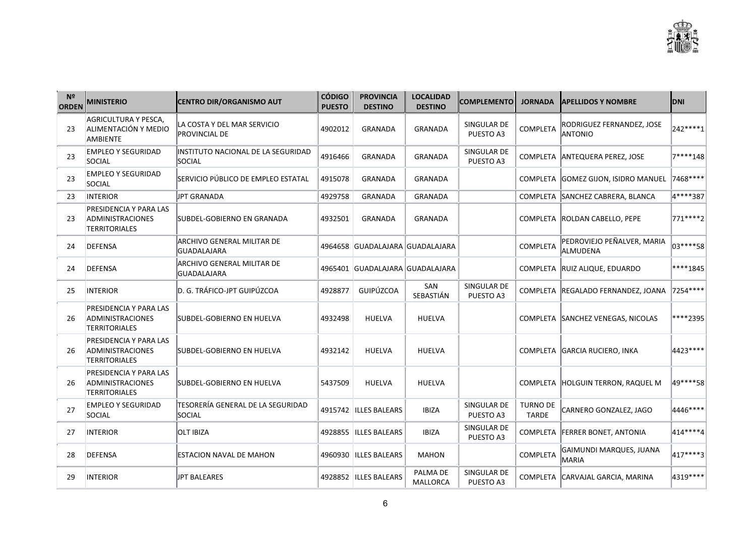| Nº ORDEN | MINISTERIO | CENTRO DIR/ORGANISMO AUT | CÓDIGO PUESTO | PROVINCIA DESTINO | LOCALIDAD DESTINO | COMPLEMENTO | JORNADA | APELLIDOS Y NOMBRE | DNI |
|---|---|---|---|---|---|---|---|---|---|
| 23 | AGRICULTURA Y PESCA, ALIMENTACIÓN Y MEDIO AMBIENTE | LA COSTA Y DEL MAR SERVICIO PROVINCIAL DE | 4902012 | GRANADA | GRANADA | SINGULAR DE PUESTO A3 | COMPLETA | RODRIGUEZ FERNANDEZ, JOSE ANTONIO | 242****1 |
| 23 | EMPLEO Y SEGURIDAD SOCIAL | INSTITUTO NACIONAL DE LA SEGURIDAD SOCIAL | 4916466 | GRANADA | GRANADA | SINGULAR DE PUESTO A3 | COMPLETA | ANTEQUERA PEREZ, JOSE | 7****148 |
| 23 | EMPLEO Y SEGURIDAD SOCIAL | SERVICIO PÚBLICO DE EMPLEO ESTATAL | 4915078 | GRANADA | GRANADA | | COMPLETA | GOMEZ GIJON, ISIDRO MANUEL | 7468**** |
| 23 | INTERIOR | JPT GRANADA | 4929758 | GRANADA | GRANADA | | COMPLETA | SANCHEZ CABRERA, BLANCA | 4****387 |
| 23 | PRESIDENCIA Y PARA LAS ADMINISTRACIONES TERRITORIALES | SUBDEL-GOBIERNO EN GRANADA | 4932501 | GRANADA | GRANADA | | COMPLETA | ROLDAN CABELLO, PEPE | 771****2 |
| 24 | DEFENSA | ARCHIVO GENERAL MILITAR DE GUADALAJARA | 4964658 | GUADALAJARA | GUADALAJARA | | COMPLETA | PEDROVIEJO PEÑALVER, MARIA ALMUDENA | 03****58 |
| 24 | DEFENSA | ARCHIVO GENERAL MILITAR DE GUADALAJARA | 4965401 | GUADALAJARA | GUADALAJARA | | COMPLETA | RUIZ ALIQUE, EDUARDO | ****1845 |
| 25 | INTERIOR | D. G. TRÁFICO-JPT GUIPÚZCOA | 4928877 | GUIPÚZCOA | SAN SEBASTIÁN | SINGULAR DE PUESTO A3 | COMPLETA | REGALADO FERNANDEZ, JOANA | 7254**** |
| 26 | PRESIDENCIA Y PARA LAS ADMINISTRACIONES TERRITORIALES | SUBDEL-GOBIERNO EN HUELVA | 4932498 | HUELVA | HUELVA | | COMPLETA | SANCHEZ VENEGAS, NICOLAS | ****2395 |
| 26 | PRESIDENCIA Y PARA LAS ADMINISTRACIONES TERRITORIALES | SUBDEL-GOBIERNO EN HUELVA | 4932142 | HUELVA | HUELVA | | COMPLETA | GARCIA RUCIERO, INKA | 4423**** |
| 26 | PRESIDENCIA Y PARA LAS ADMINISTRACIONES TERRITORIALES | SUBDEL-GOBIERNO EN HUELVA | 5437509 | HUELVA | HUELVA | | COMPLETA | HOLGUIN TERRON, RAQUEL M | 49****58 |
| 27 | EMPLEO Y SEGURIDAD SOCIAL | TESORERÍA GENERAL DE LA SEGURIDAD SOCIAL | 4915742 | ILLES BALEARS | IBIZA | SINGULAR DE PUESTO A3 | TURNO DE TARDE | CARNERO GONZALEZ, JAGO | 4446**** |
| 27 | INTERIOR | OLT IBIZA | 4928855 | ILLES BALEARS | IBIZA | SINGULAR DE PUESTO A3 | COMPLETA | FERRER BONET, ANTONIA | 414****4 |
| 28 | DEFENSA | ESTACION NAVAL DE MAHON | 4960930 | ILLES BALEARS | MAHON | | COMPLETA | GAIMUNDI MARQUES, JUANA MARIA | 417****3 |
| 29 | INTERIOR | JPT BALEARES | 4928852 | ILLES BALEARS | PALMA DE MALLORCA | SINGULAR DE PUESTO A3 | COMPLETA | CARVAJAL GARCIA, MARINA | 4319**** |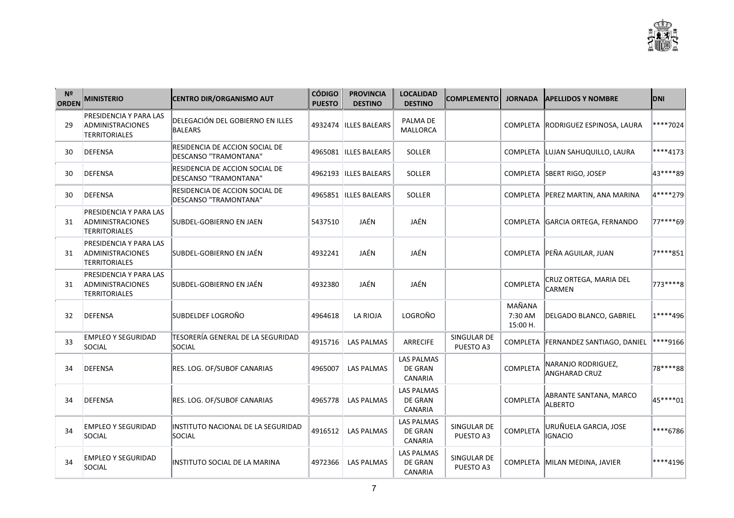| Nº ORDEN | MINISTERIO | CENTRO DIR/ORGANISMO AUT | CÓDIGO PUESTO | PROVINCIA DESTINO | LOCALIDAD DESTINO | COMPLEMENTO | JORNADA | APELLIDOS Y NOMBRE | DNI |
|---|---|---|---|---|---|---|---|---|---|
| 29 | PRESIDENCIA Y PARA LAS ADMINISTRACIONES TERRITORIALES | DELEGACIÓN DEL GOBIERNO EN ILLES BALEARS | 4932474 | ILLES BALEARS | PALMA DE MALLORCA | | COMPLETA | RODRIGUEZ ESPINOSA, LAURA | ****7024 |
| 30 | DEFENSA | RESIDENCIA DE ACCION SOCIAL DE DESCANSO "TRAMONTANA" | 4965081 | ILLES BALEARS | SOLLER | | COMPLETA | LUJAN SAHUQUILLO, LAURA | ****4173 |
| 30 | DEFENSA | RESIDENCIA DE ACCION SOCIAL DE DESCANSO "TRAMONTANA" | 4962193 | ILLES BALEARS | SOLLER | | COMPLETA | SBERT RIGO, JOSEP | 43****89 |
| 30 | DEFENSA | RESIDENCIA DE ACCION SOCIAL DE DESCANSO "TRAMONTANA" | 4965851 | ILLES BALEARS | SOLLER | | COMPLETA | PEREZ MARTIN, ANA MARINA | 4****279 |
| 31 | PRESIDENCIA Y PARA LAS ADMINISTRACIONES TERRITORIALES | SUBDEL-GOBIERNO EN JAEN | 5437510 | JAÉN | JAÉN | | COMPLETA | GARCIA ORTEGA, FERNANDO | 77****69 |
| 31 | PRESIDENCIA Y PARA LAS ADMINISTRACIONES TERRITORIALES | SUBDEL-GOBIERNO EN JAÉN | 4932241 | JAÉN | JAÉN | | COMPLETA | PEÑA AGUILAR, JUAN | 7****851 |
| 31 | PRESIDENCIA Y PARA LAS ADMINISTRACIONES TERRITORIALES | SUBDEL-GOBIERNO EN JAÉN | 4932380 | JAÉN | JAÉN | | COMPLETA | CRUZ ORTEGA, MARIA DEL CARMEN | 773****8 |
| 32 | DEFENSA | SUBDELDEF LOGROÑO | 4964618 | LA RIOJA | LOGROÑO | | MAÑANA 7:30 AM 15:00 H. | DELGADO BLANCO, GABRIEL | 1****496 |
| 33 | EMPLEO Y SEGURIDAD SOCIAL | TESORERÍA GENERAL DE LA SEGURIDAD SOCIAL | 4915716 | LAS PALMAS | ARRECIFE | SINGULAR DE PUESTO A3 | COMPLETA | FERNANDEZ SANTIAGO, DANIEL | ****9166 |
| 34 | DEFENSA | RES. LOG. OF/SUBOF CANARIAS | 4965007 | LAS PALMAS | LAS PALMAS DE GRAN CANARIA | | COMPLETA | NARANJO RODRIGUEZ, ANGHARAD CRUZ | 78****88 |
| 34 | DEFENSA | RES. LOG. OF/SUBOF CANARIAS | 4965778 | LAS PALMAS | LAS PALMAS DE GRAN CANARIA | | COMPLETA | ABRANTE SANTANA, MARCO ALBERTO | 45****01 |
| 34 | EMPLEO Y SEGURIDAD SOCIAL | INSTITUTO NACIONAL DE LA SEGURIDAD SOCIAL | 4916512 | LAS PALMAS | LAS PALMAS DE GRAN CANARIA | SINGULAR DE PUESTO A3 | COMPLETA | URUÑUELA GARCIA, JOSE IGNACIO | ****6786 |
| 34 | EMPLEO Y SEGURIDAD SOCIAL | INSTITUTO SOCIAL DE LA MARINA | 4972366 | LAS PALMAS | LAS PALMAS DE GRAN CANARIA | SINGULAR DE PUESTO A3 | COMPLETA | MILAN MEDINA, JAVIER | ****4196 |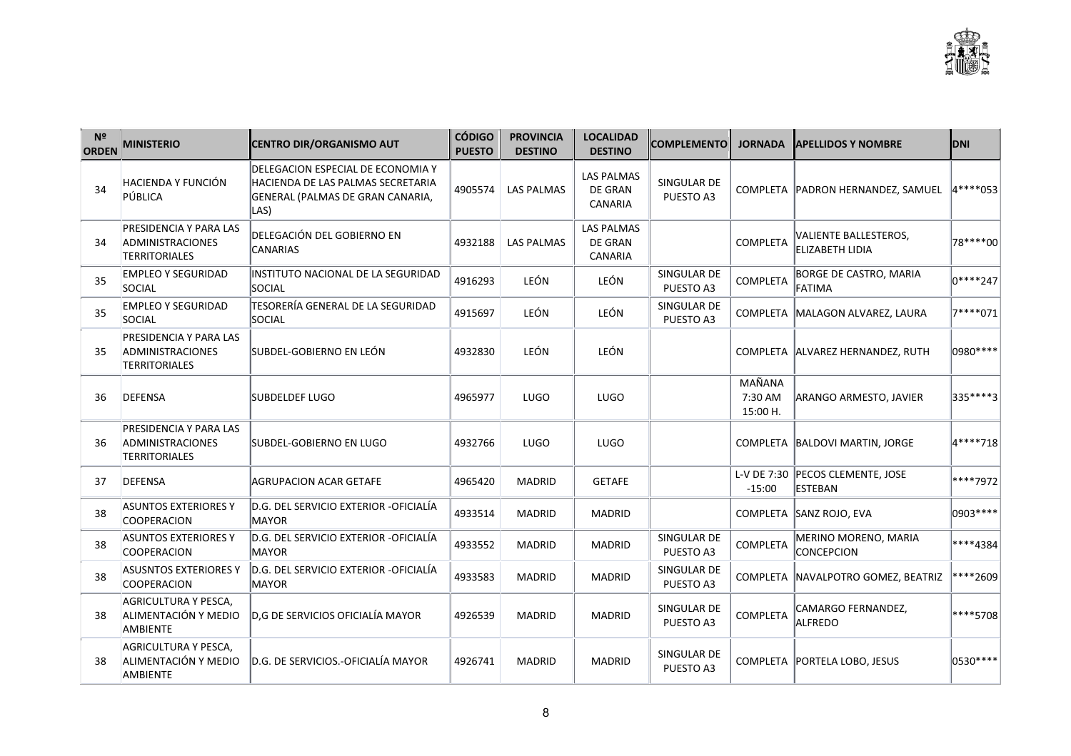| Nº ORDEN | MINISTERIO | CENTRO DIR/ORGANISMO AUT | CÓDIGO PUESTO | PROVINCIA DESTINO | LOCALIDAD DESTINO | COMPLEMENTO | JORNADA | APELLIDOS Y NOMBRE | DNI |
|---|---|---|---|---|---|---|---|---|---|
| 34 | HACIENDA Y FUNCIÓN PÚBLICA | DELEGACION ESPECIAL DE ECONOMIA Y HACIENDA DE LAS PALMAS SECRETARIA GENERAL (PALMAS DE GRAN CANARIA, LAS) | 4905574 | LAS PALMAS | LAS PALMAS DE GRAN CANARIA | SINGULAR DE PUESTO A3 | COMPLETA | PADRON HERNANDEZ, SAMUEL | 4****053 |
| 34 | PRESIDENCIA Y PARA LAS ADMINISTRACIONES TERRITORIALES | DELEGACIÓN DEL GOBIERNO EN CANARIAS | 4932188 | LAS PALMAS | LAS PALMAS DE GRAN CANARIA | | COMPLETA | VALIENTE BALLESTEROS, ELIZABETH LIDIA | 78****00 |
| 35 | EMPLEO Y SEGURIDAD SOCIAL | INSTITUTO NACIONAL DE LA SEGURIDAD SOCIAL | 4916293 | LEÓN | LEÓN | SINGULAR DE PUESTO A3 | COMPLETA | BORGE DE CASTRO, MARIA FATIMA | 0****247 |
| 35 | EMPLEO Y SEGURIDAD SOCIAL | TESORERÍA GENERAL DE LA SEGURIDAD SOCIAL | 4915697 | LEÓN | LEÓN | SINGULAR DE PUESTO A3 | COMPLETA | MALAGON ALVAREZ, LAURA | 7****071 |
| 35 | PRESIDENCIA Y PARA LAS ADMINISTRACIONES TERRITORIALES | SUBDEL-GOBIERNO EN LEÓN | 4932830 | LEÓN | LEÓN | | COMPLETA | ALVAREZ HERNANDEZ, RUTH | 0980**** |
| 36 | DEFENSA | SUBDELDEF LUGO | 4965977 | LUGO | LUGO | | MAÑANA 7:30 AM 15:00 H. | ARANGO ARMESTO, JAVIER | 335****3 |
| 36 | PRESIDENCIA Y PARA LAS ADMINISTRACIONES TERRITORIALES | SUBDEL-GOBIERNO EN LUGO | 4932766 | LUGO | LUGO | | COMPLETA | BALDOVI MARTIN, JORGE | 4****718 |
| 37 | DEFENSA | AGRUPACION ACAR GETAFE | 4965420 | MADRID | GETAFE | | L-V DE 7:30 -15:00 | PECOS CLEMENTE, JOSE ESTEBAN | ****7972 |
| 38 | ASUNTOS EXTERIORES Y COOPERACION | D.G. DEL SERVICIO EXTERIOR -OFICIALÍA MAYOR | 4933514 | MADRID | MADRID | | COMPLETA | SANZ ROJO, EVA | 0903**** |
| 38 | ASUNTOS EXTERIORES Y COOPERACION | D.G. DEL SERVICIO EXTERIOR -OFICIALÍA MAYOR | 4933552 | MADRID | MADRID | SINGULAR DE PUESTO A3 | COMPLETA | MERINO MORENO, MARIA CONCEPCION | ****4384 |
| 38 | ASUSNTOS EXTERIORES Y COOPERACION | D.G. DEL SERVICIO EXTERIOR -OFICIALÍA MAYOR | 4933583 | MADRID | MADRID | SINGULAR DE PUESTO A3 | COMPLETA | NAVALPOTRO GOMEZ, BEATRIZ | ****2609 |
| 38 | AGRICULTURA Y PESCA, ALIMENTACIÓN Y MEDIO AMBIENTE | D,G DE SERVICIOS OFICIALÍA MAYOR | 4926539 | MADRID | MADRID | SINGULAR DE PUESTO A3 | COMPLETA | CAMARGO FERNANDEZ, ALFREDO | ****5708 |
| 38 | AGRICULTURA Y PESCA, ALIMENTACIÓN Y MEDIO AMBIENTE | D.G. DE SERVICIOS.-OFICIALÍA MAYOR | 4926741 | MADRID | MADRID | SINGULAR DE PUESTO A3 | COMPLETA | PORTELA LOBO, JESUS | 0530**** |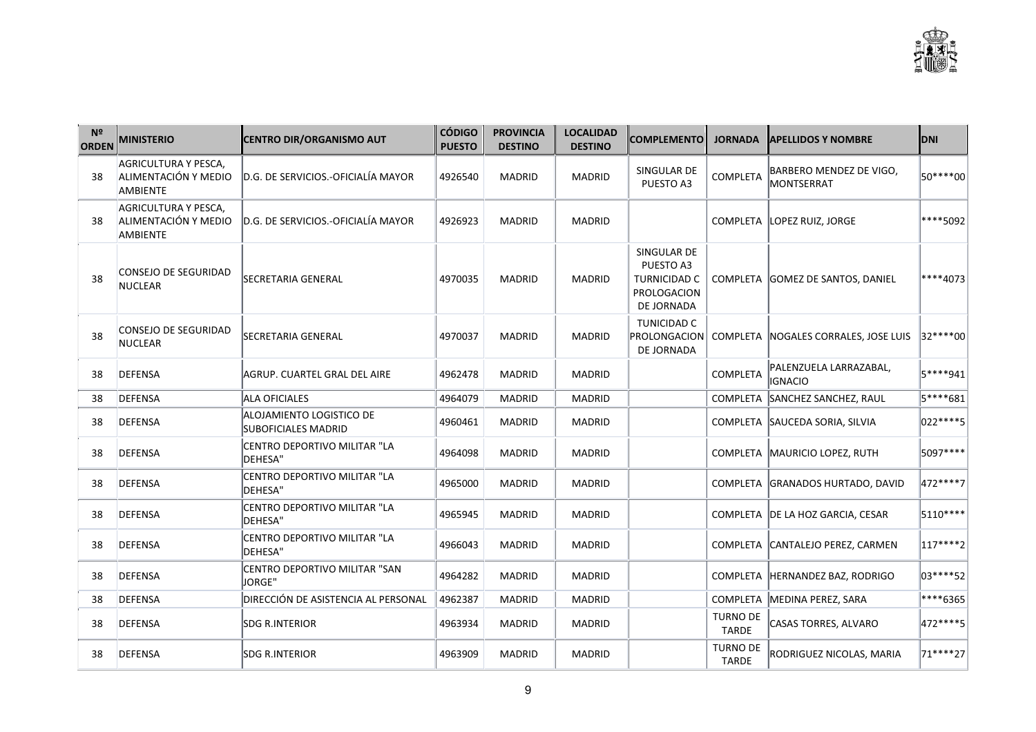| Nº ORDEN | MINISTERIO | CENTRO DIR/ORGANISMO AUT | CÓDIGO PUESTO | PROVINCIA DESTINO | LOCALIDAD DESTINO | COMPLEMENTO | JORNADA | APELLIDOS Y NOMBRE | DNI |
|---|---|---|---|---|---|---|---|---|---|
| 38 | AGRICULTURA Y PESCA, ALIMENTACIÓN Y MEDIO AMBIENTE | D.G. DE SERVICIOS.-OFICIALÍA MAYOR | 4926540 | MADRID | MADRID | SINGULAR DE PUESTO A3 | COMPLETA | BARBERO MENDEZ DE VIGO, MONTSERRAT | 50****00 |
| 38 | AGRICULTURA Y PESCA, ALIMENTACIÓN Y MEDIO AMBIENTE | D.G. DE SERVICIOS.-OFICIALÍA MAYOR | 4926923 | MADRID | MADRID | | COMPLETA | LOPEZ RUIZ, JORGE | ****5092 |
| 38 | CONSEJO DE SEGURIDAD NUCLEAR | SECRETARIA GENERAL | 4970035 | MADRID | MADRID | SINGULAR DE PUESTO A3 TURNICIDAD C PROLOGACION DE JORNADA | COMPLETA | GOMEZ DE SANTOS, DANIEL | ****4073 |
| 38 | CONSEJO DE SEGURIDAD NUCLEAR | SECRETARIA GENERAL | 4970037 | MADRID | MADRID | TUNICIDAD C PROLONGACION DE JORNADA | COMPLETA | NOGALES CORRALES, JOSE LUIS | 32****00 |
| 38 | DEFENSA | AGRUP. CUARTEL GRAL DEL AIRE | 4962478 | MADRID | MADRID | | COMPLETA | PALENZUELA LARRAZABAL, IGNACIO | 5****941 |
| 38 | DEFENSA | ALA OFICIALES | 4964079 | MADRID | MADRID | | COMPLETA | SANCHEZ SANCHEZ, RAUL | 5****681 |
| 38 | DEFENSA | ALOJAMIENTO LOGISTICO DE SUBOFICIALES MADRID | 4960461 | MADRID | MADRID | | COMPLETA | SAUCEDA SORIA, SILVIA | 022****5 |
| 38 | DEFENSA | CENTRO DEPORTIVO MILITAR "LA DEHESA" | 4964098 | MADRID | MADRID | | COMPLETA | MAURICIO LOPEZ, RUTH | 5097**** |
| 38 | DEFENSA | CENTRO DEPORTIVO MILITAR "LA DEHESA" | 4965000 | MADRID | MADRID | | COMPLETA | GRANADOS HURTADO, DAVID | 472****7 |
| 38 | DEFENSA | CENTRO DEPORTIVO MILITAR "LA DEHESA" | 4965945 | MADRID | MADRID | | COMPLETA | DE LA HOZ GARCIA, CESAR | 5110**** |
| 38 | DEFENSA | CENTRO DEPORTIVO MILITAR "LA DEHESA" | 4966043 | MADRID | MADRID | | COMPLETA | CANTALEJO PEREZ, CARMEN | 117****2 |
| 38 | DEFENSA | CENTRO DEPORTIVO MILITAR "SAN JORGE" | 4964282 | MADRID | MADRID | | COMPLETA | HERNANDEZ BAZ, RODRIGO | 03****52 |
| 38 | DEFENSA | DIRECCIÓN DE ASISTENCIA AL PERSONAL | 4962387 | MADRID | MADRID | | COMPLETA | MEDINA PEREZ, SARA | ****6365 |
| 38 | DEFENSA | SDG R.INTERIOR | 4963934 | MADRID | MADRID | | TURNO DE TARDE | CASAS TORRES, ALVARO | 472****5 |
| 38 | DEFENSA | SDG R.INTERIOR | 4963909 | MADRID | MADRID | | TURNO DE TARDE | RODRIGUEZ NICOLAS, MARIA | 71****27 |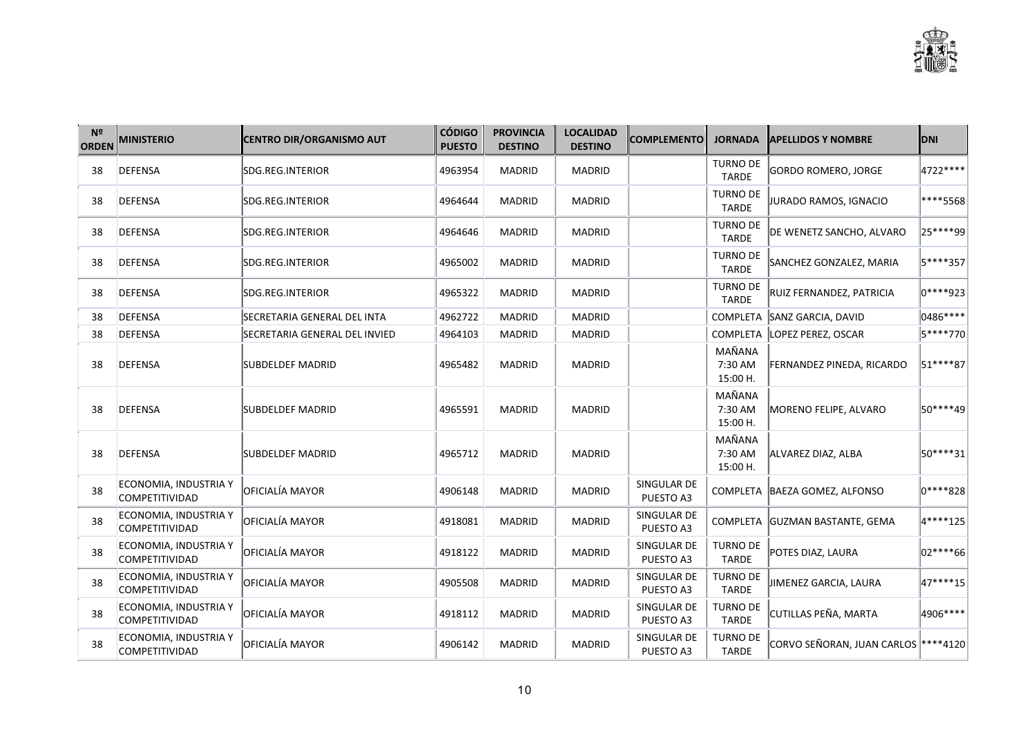| Nº ORDEN | MINISTERIO | CENTRO DIR/ORGANISMO AUT | CÓDIGO PUESTO | PROVINCIA DESTINO | LOCALIDAD DESTINO | COMPLEMENTO | JORNADA | APELLIDOS Y NOMBRE | DNI |
|---|---|---|---|---|---|---|---|---|---|
| 38 | DEFENSA | SDG.REG.INTERIOR | 4963954 | MADRID | MADRID | | TURNO DE TARDE | GORDO ROMERO, JORGE | 4722**** |
| 38 | DEFENSA | SDG.REG.INTERIOR | 4964644 | MADRID | MADRID | | TURNO DE TARDE | JURADO RAMOS, IGNACIO | ****5568 |
| 38 | DEFENSA | SDG.REG.INTERIOR | 4964646 | MADRID | MADRID | | TURNO DE TARDE | DE WENETZ SANCHO, ALVARO | 25****99 |
| 38 | DEFENSA | SDG.REG.INTERIOR | 4965002 | MADRID | MADRID | | TURNO DE TARDE | SANCHEZ GONZALEZ, MARIA | 5****357 |
| 38 | DEFENSA | SDG.REG.INTERIOR | 4965322 | MADRID | MADRID | | TURNO DE TARDE | RUIZ FERNANDEZ, PATRICIA | 0****923 |
| 38 | DEFENSA | SECRETARIA GENERAL DEL INTA | 4962722 | MADRID | MADRID | | COMPLETA | SANZ GARCIA, DAVID | 0486**** |
| 38 | DEFENSA | SECRETARIA GENERAL DEL INVIED | 4964103 | MADRID | MADRID | | COMPLETA | LOPEZ PEREZ, OSCAR | 5****770 |
| 38 | DEFENSA | SUBDELDEF MADRID | 4965482 | MADRID | MADRID | | MAÑANA 7:30 AM 15:00 H. | FERNANDEZ PINEDA, RICARDO | 51****87 |
| 38 | DEFENSA | SUBDELDEF MADRID | 4965591 | MADRID | MADRID | | MAÑANA 7:30 AM 15:00 H. | MORENO FELIPE, ALVARO | 50****49 |
| 38 | DEFENSA | SUBDELDEF MADRID | 4965712 | MADRID | MADRID | | MAÑANA 7:30 AM 15:00 H. | ALVAREZ DIAZ, ALBA | 50****31 |
| 38 | ECONOMIA, INDUSTRIA Y COMPETITIVIDAD | OFICIALÍA MAYOR | 4906148 | MADRID | MADRID | SINGULAR DE PUESTO A3 | COMPLETA | BAEZA GOMEZ, ALFONSO | 0****828 |
| 38 | ECONOMIA, INDUSTRIA Y COMPETITIVIDAD | OFICIALÍA MAYOR | 4918081 | MADRID | MADRID | SINGULAR DE PUESTO A3 | COMPLETA | GUZMAN BASTANTE, GEMA | 4****125 |
| 38 | ECONOMIA, INDUSTRIA Y COMPETITIVIDAD | OFICIALÍA MAYOR | 4918122 | MADRID | MADRID | SINGULAR DE PUESTO A3 | TURNO DE TARDE | POTES DIAZ, LAURA | 02****66 |
| 38 | ECONOMIA, INDUSTRIA Y COMPETITIVIDAD | OFICIALÍA MAYOR | 4905508 | MADRID | MADRID | SINGULAR DE PUESTO A3 | TURNO DE TARDE | JIMENEZ GARCIA, LAURA | 47****15 |
| 38 | ECONOMIA, INDUSTRIA Y COMPETITIVIDAD | OFICIALÍA MAYOR | 4918112 | MADRID | MADRID | SINGULAR DE PUESTO A3 | TURNO DE TARDE | CUTILLAS PEÑA, MARTA | 4906**** |
| 38 | ECONOMIA, INDUSTRIA Y COMPETITIVIDAD | OFICIALÍA MAYOR | 4906142 | MADRID | MADRID | SINGULAR DE PUESTO A3 | TURNO DE TARDE | CORVO SEÑORAN, JUAN CARLOS | ****4120 |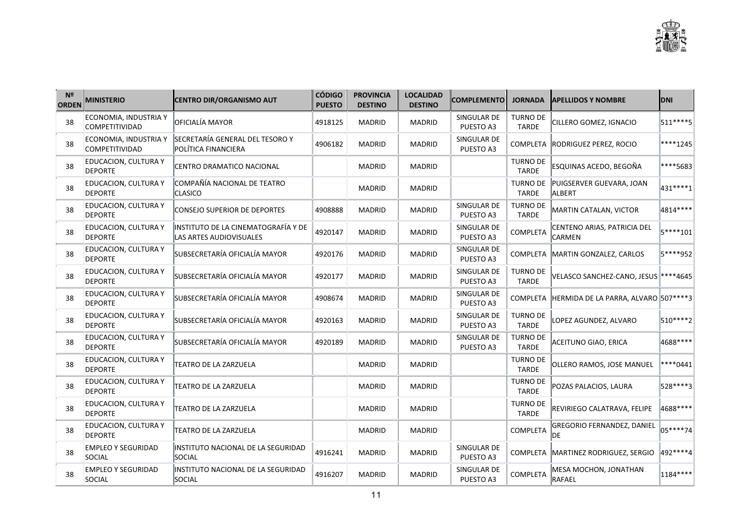| Nº ORDEN | MINISTERIO | CENTRO DIR/ORGANISMO AUT | CÓDIGO PUESTO | PROVINCIA DESTINO | LOCALIDAD DESTINO | COMPLEMENTO | JORNADA | APELLIDOS Y NOMBRE | DNI |
|---|---|---|---|---|---|---|---|---|---|
| 38 | ECONOMIA, INDUSTRIA Y COMPETITIVIDAD | OFICIALÍA MAYOR | 4918125 | MADRID | MADRID | SINGULAR DE PUESTO A3 | TURNO DE TARDE | CILLERO GOMEZ, IGNACIO | 511****5 |
| 38 | ECONOMIA, INDUSTRIA Y COMPETITIVIDAD | SECRETARÍA GENERAL DEL TESORO Y POLÍTICA FINANCIERA | 4906182 | MADRID | MADRID | SINGULAR DE PUESTO A3 | COMPLETA | RODRIGUEZ PEREZ, ROCIO | ****1245 |
| 38 | EDUCACION, CULTURA Y DEPORTE | CENTRO DRAMATICO NACIONAL | | MADRID | MADRID | | TURNO DE TARDE | ESQUINAS ACEDO, BEGOÑA | ****5683 |
| 38 | EDUCACION, CULTURA Y DEPORTE | COMPAÑÍA NACIONAL DE TEATRO CLASICO | | MADRID | MADRID | | TURNO DE TARDE | PUIGSERVER GUEVARA, JOAN ALBERT | 431****1 |
| 38 | EDUCACION, CULTURA Y DEPORTE | CONSEJO SUPERIOR DE DEPORTES | 4908888 | MADRID | MADRID | SINGULAR DE PUESTO A3 | TURNO DE TARDE | MARTIN CATALAN, VICTOR | 4814**** |
| 38 | EDUCACION, CULTURA Y DEPORTE | INSTITUTO DE LA CINEMATOGRAFÍA Y DE LAS ARTES AUDIOVISUALES | 4920147 | MADRID | MADRID | SINGULAR DE PUESTO A3 | COMPLETA | CENTENO ARIAS, PATRICIA DEL CARMEN | 5****101 |
| 38 | EDUCACION, CULTURA Y DEPORTE | SUBSECRETARÍA OFICIALÍA MAYOR | 4920176 | MADRID | MADRID | SINGULAR DE PUESTO A3 | COMPLETA | MARTIN GONZALEZ, CARLOS | 5****952 |
| 38 | EDUCACION, CULTURA Y DEPORTE | SUBSECRETARÍA OFICIALÍA MAYOR | 4920177 | MADRID | MADRID | SINGULAR DE PUESTO A3 | TURNO DE TARDE | VELASCO SANCHEZ-CANO, JESUS | ****4645 |
| 38 | EDUCACION, CULTURA Y DEPORTE | SUBSECRETARÍA OFICIALÍA MAYOR | 4908674 | MADRID | MADRID | SINGULAR DE PUESTO A3 | COMPLETA | HERMIDA DE LA PARRA, ALVARO | 507****3 |
| 38 | EDUCACION, CULTURA Y DEPORTE | SUBSECRETARÍA OFICIALÍA MAYOR | 4920163 | MADRID | MADRID | SINGULAR DE PUESTO A3 | TURNO DE TARDE | LOPEZ AGUNDEZ, ALVARO | 510****2 |
| 38 | EDUCACION, CULTURA Y DEPORTE | SUBSECRETARÍA OFICIALÍA MAYOR | 4920189 | MADRID | MADRID | SINGULAR DE PUESTO A3 | TURNO DE TARDE | ACEITUNO GIAO, ERICA | 4688**** |
| 38 | EDUCACION, CULTURA Y DEPORTE | TEATRO DE LA ZARZUELA | | MADRID | MADRID | | TURNO DE TARDE | OLLERO RAMOS, JOSE MANUEL | ****0441 |
| 38 | EDUCACION, CULTURA Y DEPORTE | TEATRO DE LA ZARZUELA | | MADRID | MADRID | | TURNO DE TARDE | POZAS PALACIOS, LAURA | 528****3 |
| 38 | EDUCACION, CULTURA Y DEPORTE | TEATRO DE LA ZARZUELA | | MADRID | MADRID | | TURNO DE TARDE | REVIRIEGO CALATRAVA, FELIPE | 4688**** |
| 38 | EDUCACION, CULTURA Y DEPORTE | TEATRO DE LA ZARZUELA | | MADRID | MADRID | | COMPLETA | GREGORIO FERNANDEZ, DANIEL DE | 05****74 |
| 38 | EMPLEO Y SEGURIDAD SOCIAL | INSTITUTO NACIONAL DE LA SEGURIDAD SOCIAL | 4916241 | MADRID | MADRID | SINGULAR DE PUESTO A3 | COMPLETA | MARTINEZ RODRIGUEZ, SERGIO | 492****4 |
| 38 | EMPLEO Y SEGURIDAD SOCIAL | INSTITUTO NACIONAL DE LA SEGURIDAD SOCIAL | 4916207 | MADRID | MADRID | SINGULAR DE PUESTO A3 | COMPLETA | MESA MOCHON, JONATHAN RAFAEL | 1184**** |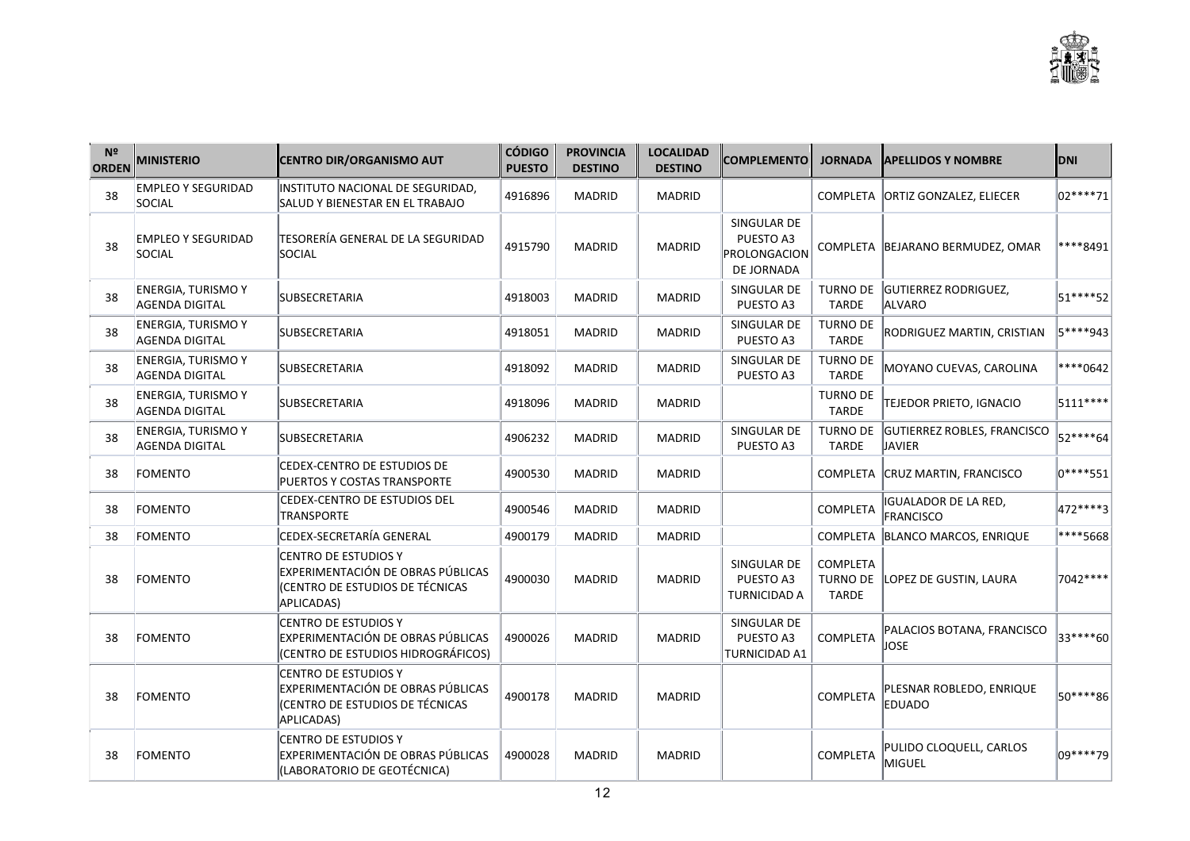| Nº ORDEN | MINISTERIO | CENTRO DIR/ORGANISMO AUT | CÓDIGO PUESTO | PROVINCIA DESTINO | LOCALIDAD DESTINO | COMPLEMENTO | JORNADA | APELLIDOS Y NOMBRE | DNI |
|---|---|---|---|---|---|---|---|---|---|
| 38 | EMPLEO Y SEGURIDAD SOCIAL | INSTITUTO NACIONAL DE SEGURIDAD, SALUD Y BIENESTAR EN EL TRABAJO | 4916896 | MADRID | MADRID | | COMPLETA | ORTIZ GONZALEZ, ELIECER | 02****71 |
| 38 | EMPLEO Y SEGURIDAD SOCIAL | TESORERÍA GENERAL DE LA SEGURIDAD SOCIAL | 4915790 | MADRID | MADRID | SINGULAR DE PUESTO A3 PROLONGACION DE JORNADA | COMPLETA | BEJARANO BERMUDEZ, OMAR | ****8491 |
| 38 | ENERGIA, TURISMO Y AGENDA DIGITAL | SUBSECRETARIA | 4918003 | MADRID | MADRID | SINGULAR DE PUESTO A3 | TURNO DE TARDE | GUTIERREZ RODRIGUEZ, ALVARO | 51****52 |
| 38 | ENERGIA, TURISMO Y AGENDA DIGITAL | SUBSECRETARIA | 4918051 | MADRID | MADRID | SINGULAR DE PUESTO A3 | TURNO DE TARDE | RODRIGUEZ MARTIN, CRISTIAN | 5****943 |
| 38 | ENERGIA, TURISMO Y AGENDA DIGITAL | SUBSECRETARIA | 4918092 | MADRID | MADRID | SINGULAR DE PUESTO A3 | TURNO DE TARDE | MOYANO CUEVAS, CAROLINA | ****0642 |
| 38 | ENERGIA, TURISMO Y AGENDA DIGITAL | SUBSECRETARIA | 4918096 | MADRID | MADRID | | TURNO DE TARDE | TEJEDOR PRIETO, IGNACIO | 5111**** |
| 38 | ENERGIA, TURISMO Y AGENDA DIGITAL | SUBSECRETARIA | 4906232 | MADRID | MADRID | SINGULAR DE PUESTO A3 | TURNO DE TARDE | GUTIERREZ ROBLES, FRANCISCO JAVIER | 52****64 |
| 38 | FOMENTO | CEDEX-CENTRO DE ESTUDIOS DE PUERTOS Y COSTAS TRANSPORTE | 4900530 | MADRID | MADRID | | COMPLETA | CRUZ MARTIN, FRANCISCO | 0****551 |
| 38 | FOMENTO | CEDEX-CENTRO DE ESTUDIOS DEL TRANSPORTE | 4900546 | MADRID | MADRID | | COMPLETA | IGUALADOR DE LA RED, FRANCISCO | 472****3 |
| 38 | FOMENTO | CEDEX-SECRETARÍA GENERAL | 4900179 | MADRID | MADRID | | COMPLETA | BLANCO MARCOS, ENRIQUE | ****5668 |
| 38 | FOMENTO | CENTRO DE ESTUDIOS Y EXPERIMENTACIÓN DE OBRAS PÚBLICAS (CENTRO DE ESTUDIOS DE TÉCNICAS APLICADAS) | 4900030 | MADRID | MADRID | SINGULAR DE PUESTO A3 TURNICIDAD A | COMPLETA TURNO DE TARDE | LOPEZ DE GUSTIN, LAURA | 7042**** |
| 38 | FOMENTO | CENTRO DE ESTUDIOS Y EXPERIMENTACIÓN DE OBRAS PÚBLICAS (CENTRO DE ESTUDIOS HIDROGRÁFICOS) | 4900026 | MADRID | MADRID | SINGULAR DE PUESTO A3 TURNICIDAD A1 | COMPLETA | PALACIOS BOTANA, FRANCISCO JOSE | 33****60 |
| 38 | FOMENTO | CENTRO DE ESTUDIOS Y EXPERIMENTACIÓN DE OBRAS PÚBLICAS (CENTRO DE ESTUDIOS DE TÉCNICAS APLICADAS) | 4900178 | MADRID | MADRID | | COMPLETA | PLESNAR ROBLEDO, ENRIQUE EDUADO | 50****86 |
| 38 | FOMENTO | CENTRO DE ESTUDIOS Y EXPERIMENTACIÓN DE OBRAS PÚBLICAS (LABORATORIO DE GEOTÉCNICA) | 4900028 | MADRID | MADRID | | COMPLETA | PULIDO CLOQUELL, CARLOS MIGUEL | 09****79 |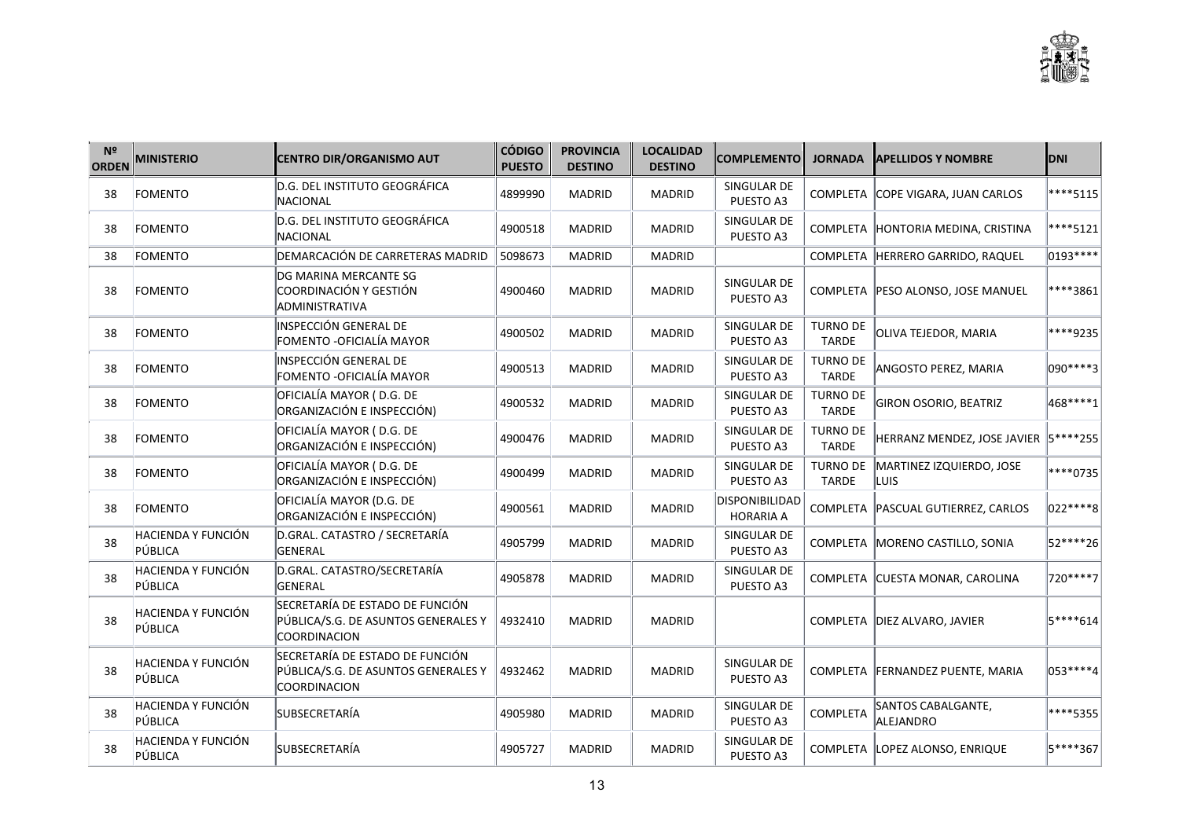| Nº ORDEN | MINISTERIO | CENTRO DIR/ORGANISMO AUT | CÓDIGO PUESTO | PROVINCIA DESTINO | LOCALIDAD DESTINO | COMPLEMENTO | JORNADA | APELLIDOS Y NOMBRE | DNI |
|---|---|---|---|---|---|---|---|---|---|
| 38 | FOMENTO | D.G. DEL INSTITUTO GEOGRÁFICA NACIONAL | 4899990 | MADRID | MADRID | SINGULAR DE PUESTO A3 | COMPLETA | COPE VIGARA, JUAN CARLOS | ****5115 |
| 38 | FOMENTO | D.G. DEL INSTITUTO GEOGRÁFICA NACIONAL | 4900518 | MADRID | MADRID | SINGULAR DE PUESTO A3 | COMPLETA | HONTORIA MEDINA, CRISTINA | ****5121 |
| 38 | FOMENTO | DEMARCACIÓN DE CARRETERAS MADRID | 5098673 | MADRID | MADRID | | COMPLETA | HERRERO GARRIDO, RAQUEL | 0193**** |
| 38 | FOMENTO | DG MARINA MERCANTE SG COORDINACIÓN Y GESTIÓN ADMINISTRATIVA | 4900460 | MADRID | MADRID | SINGULAR DE PUESTO A3 | COMPLETA | PESO ALONSO, JOSE MANUEL | ****3861 |
| 38 | FOMENTO | INSPECCIÓN GENERAL DE FOMENTO -OFICIALÍA MAYOR | 4900502 | MADRID | MADRID | SINGULAR DE PUESTO A3 | TURNO DE TARDE | OLIVA TEJEDOR, MARIA | ****9235 |
| 38 | FOMENTO | INSPECCIÓN GENERAL DE FOMENTO -OFICIALÍA MAYOR | 4900513 | MADRID | MADRID | SINGULAR DE PUESTO A3 | TURNO DE TARDE | ANGOSTO PEREZ, MARIA | 090****3 |
| 38 | FOMENTO | OFICIALÍA MAYOR ( D.G. DE ORGANIZACIÓN E INSPECCIÓN) | 4900532 | MADRID | MADRID | SINGULAR DE PUESTO A3 | TURNO DE TARDE | GIRON OSORIO, BEATRIZ | 468****1 |
| 38 | FOMENTO | OFICIALÍA MAYOR ( D.G. DE ORGANIZACIÓN E INSPECCIÓN) | 4900476 | MADRID | MADRID | SINGULAR DE PUESTO A3 | TURNO DE TARDE | HERRANZ MENDEZ, JOSE JAVIER | 5****255 |
| 38 | FOMENTO | OFICIALÍA MAYOR ( D.G. DE ORGANIZACIÓN E INSPECCIÓN) | 4900499 | MADRID | MADRID | SINGULAR DE PUESTO A3 | TURNO DE TARDE | MARTINEZ IZQUIERDO, JOSE LUIS | ****0735 |
| 38 | FOMENTO | OFICIALÍA MAYOR (D.G. DE ORGANIZACIÓN E INSPECCIÓN) | 4900561 | MADRID | MADRID | DISPONIBILIDAD HORARIA A | COMPLETA | PASCUAL GUTIERREZ, CARLOS | 022****8 |
| 38 | HACIENDA Y FUNCIÓN PÚBLICA | D.GRAL. CATASTRO / SECRETARÍA GENERAL | 4905799 | MADRID | MADRID | SINGULAR DE PUESTO A3 | COMPLETA | MORENO CASTILLO, SONIA | 52****26 |
| 38 | HACIENDA Y FUNCIÓN PÚBLICA | D.GRAL. CATASTRO/SECRETARÍA GENERAL | 4905878 | MADRID | MADRID | SINGULAR DE PUESTO A3 | COMPLETA | CUESTA MONAR, CAROLINA | 720****7 |
| 38 | HACIENDA Y FUNCIÓN PÚBLICA | SECRETARÍA DE ESTADO DE FUNCIÓN PÚBLICA/S.G. DE ASUNTOS GENERALES Y COORDINACION | 4932410 | MADRID | MADRID | | COMPLETA | DIEZ ALVARO, JAVIER | 5****614 |
| 38 | HACIENDA Y FUNCIÓN PÚBLICA | SECRETARÍA DE ESTADO DE FUNCIÓN PÚBLICA/S.G. DE ASUNTOS GENERALES Y COORDINACION | 4932462 | MADRID | MADRID | SINGULAR DE PUESTO A3 | COMPLETA | FERNANDEZ PUENTE, MARIA | 053****4 |
| 38 | HACIENDA Y FUNCIÓN PÚBLICA | SUBSECRETARÍA | 4905980 | MADRID | MADRID | SINGULAR DE PUESTO A3 | COMPLETA | SANTOS CABALGANTE, ALEJANDRO | ****5355 |
| 38 | HACIENDA Y FUNCIÓN PÚBLICA | SUBSECRETARÍA | 4905727 | MADRID | MADRID | SINGULAR DE PUESTO A3 | COMPLETA | LOPEZ ALONSO, ENRIQUE | 5****367 |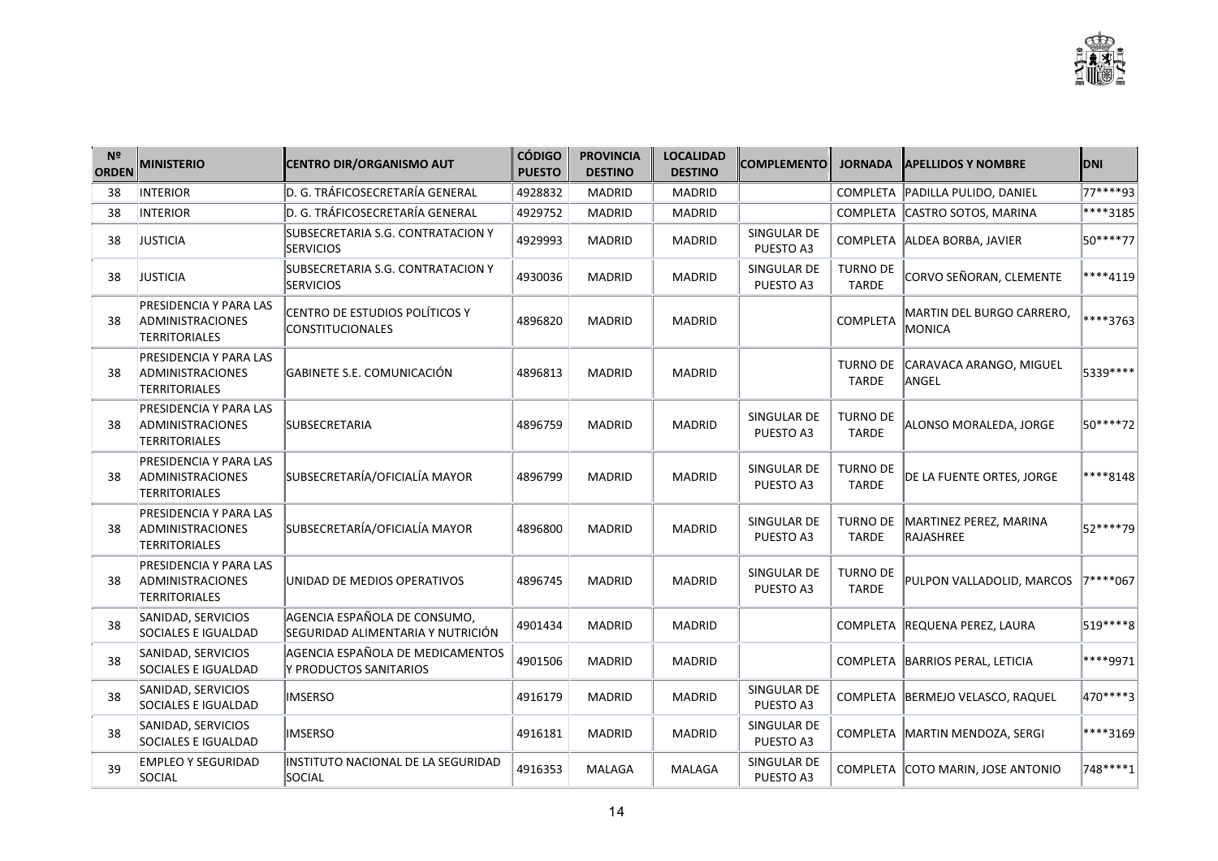| Nº ORDEN | MINISTERIO | CENTRO DIR/ORGANISMO AUT | CÓDIGO PUESTO | PROVINCIA DESTINO | LOCALIDAD DESTINO | COMPLEMENTO | JORNADA | APELLIDOS Y NOMBRE | DNI |
|---|---|---|---|---|---|---|---|---|---|
| 38 | INTERIOR | D. G. TRÁFICOSECRETARÍA GENERAL | 4928832 | MADRID | MADRID | | COMPLETA | PADILLA PULIDO, DANIEL | 77****93 |
| 38 | INTERIOR | D. G. TRÁFICOSECRETARÍA GENERAL | 4929752 | MADRID | MADRID | | COMPLETA | CASTRO SOTOS, MARINA | ****3185 |
| 38 | JUSTICIA | SUBSECRETARIA S.G. CONTRATACION Y SERVICIOS | 4929993 | MADRID | MADRID | SINGULAR DE PUESTO A3 | COMPLETA | ALDEA BORBA, JAVIER | 50****77 |
| 38 | JUSTICIA | SUBSECRETARIA S.G. CONTRATACION Y SERVICIOS | 4930036 | MADRID | MADRID | SINGULAR DE PUESTO A3 | TURNO DE TARDE | CORVO SEÑORAN, CLEMENTE | ****4119 |
| 38 | PRESIDENCIA Y PARA LAS ADMINISTRACIONES TERRITORIALES | CENTRO DE ESTUDIOS POLÍTICOS Y CONSTITUCIONALES | 4896820 | MADRID | MADRID | | COMPLETA | MARTIN DEL BURGO CARRERO, MONICA | ****3763 |
| 38 | PRESIDENCIA Y PARA LAS ADMINISTRACIONES TERRITORIALES | GABINETE S.E. COMUNICACIÓN | 4896813 | MADRID | MADRID | | TURNO DE TARDE | CARAVACA ARANGO, MIGUEL ANGEL | 5339**** |
| 38 | PRESIDENCIA Y PARA LAS ADMINISTRACIONES TERRITORIALES | SUBSECRETARIA | 4896759 | MADRID | MADRID | SINGULAR DE PUESTO A3 | TURNO DE TARDE | ALONSO MORALEDA, JORGE | 50****72 |
| 38 | PRESIDENCIA Y PARA LAS ADMINISTRACIONES TERRITORIALES | SUBSECRETARÍA/OFICIALÍA MAYOR | 4896799 | MADRID | MADRID | SINGULAR DE PUESTO A3 | TURNO DE TARDE | DE LA FUENTE ORTES, JORGE | ****8148 |
| 38 | PRESIDENCIA Y PARA LAS ADMINISTRACIONES TERRITORIALES | SUBSECRETARÍA/OFICIALÍA MAYOR | 4896800 | MADRID | MADRID | SINGULAR DE PUESTO A3 | TURNO DE TARDE | MARTINEZ PEREZ, MARINA RAJASHREE | 52****79 |
| 38 | PRESIDENCIA Y PARA LAS ADMINISTRACIONES TERRITORIALES | UNIDAD DE MEDIOS OPERATIVOS | 4896745 | MADRID | MADRID | SINGULAR DE PUESTO A3 | TURNO DE TARDE | PULPON VALLADOLID, MARCOS | 7****067 |
| 38 | SANIDAD, SERVICIOS SOCIALES E IGUALDAD | AGENCIA ESPAÑOLA DE CONSUMO, SEGURIDAD ALIMENTARIA Y NUTRICIÓN | 4901434 | MADRID | MADRID | | COMPLETA | REQUENA PEREZ, LAURA | 519****8 |
| 38 | SANIDAD, SERVICIOS SOCIALES E IGUALDAD | AGENCIA ESPAÑOLA DE MEDICAMENTOS Y PRODUCTOS SANITARIOS | 4901506 | MADRID | MADRID | | COMPLETA | BARRIOS PERAL, LETICIA | ****9971 |
| 38 | SANIDAD, SERVICIOS SOCIALES E IGUALDAD | IMSERSO | 4916179 | MADRID | MADRID | SINGULAR DE PUESTO A3 | COMPLETA | BERMEJO VELASCO, RAQUEL | 470****3 |
| 38 | SANIDAD, SERVICIOS SOCIALES E IGUALDAD | IMSERSO | 4916181 | MADRID | MADRID | SINGULAR DE PUESTO A3 | COMPLETA | MARTIN MENDOZA, SERGI | ****3169 |
| 39 | EMPLEO Y SEGURIDAD SOCIAL | INSTITUTO NACIONAL DE LA SEGURIDAD SOCIAL | 4916353 | MALAGA | MALAGA | SINGULAR DE PUESTO A3 | COMPLETA | COTO MARIN, JOSE ANTONIO | 748****1 |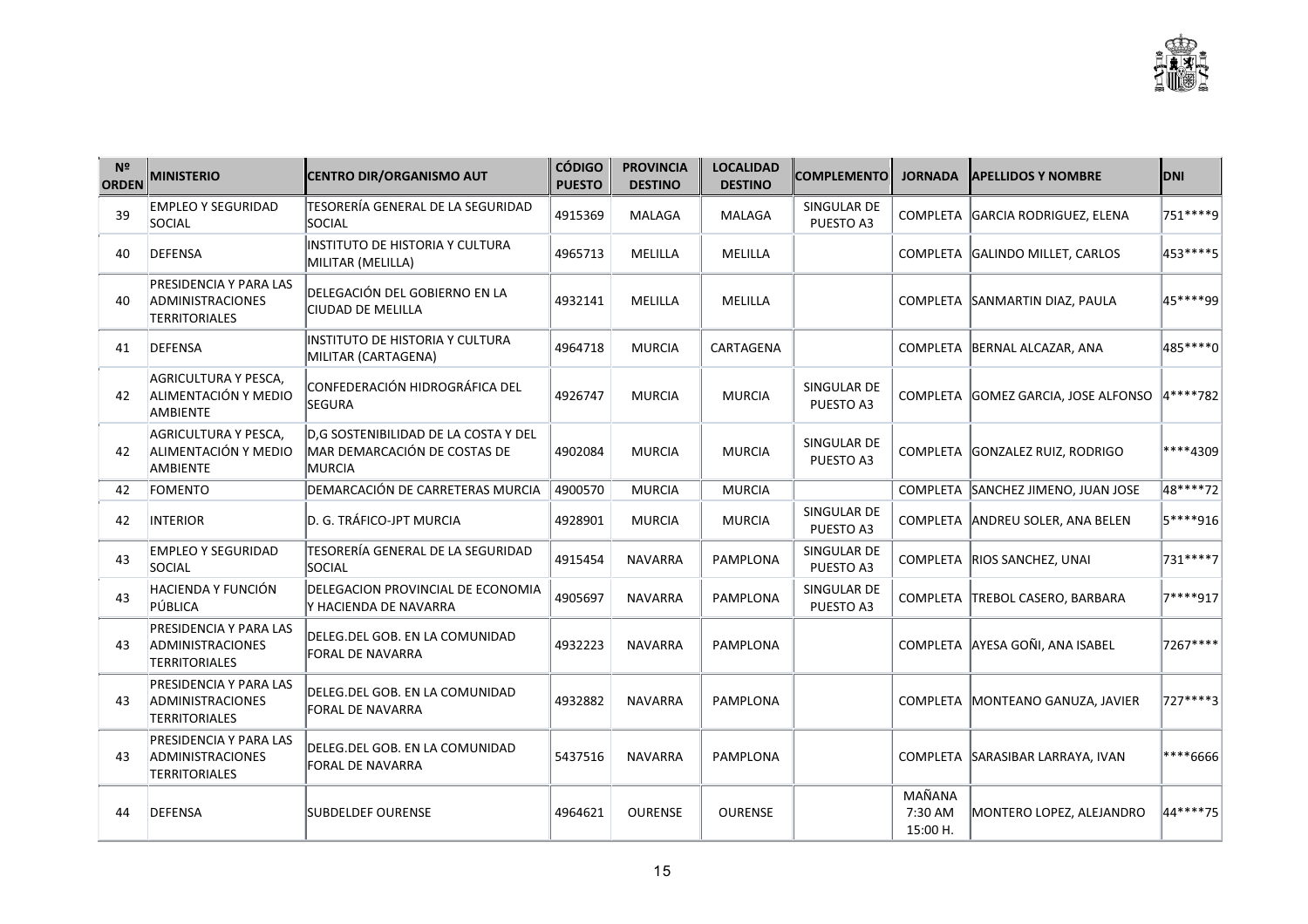| Nº ORDEN | MINISTERIO | CENTRO DIR/ORGANISMO AUT | CÓDIGO PUESTO | PROVINCIA DESTINO | LOCALIDAD DESTINO | COMPLEMENTO | JORNADA | APELLIDOS Y NOMBRE | DNI |
|---|---|---|---|---|---|---|---|---|---|
| 39 | EMPLEO Y SEGURIDAD SOCIAL | TESORERÍA GENERAL DE LA SEGURIDAD SOCIAL | 4915369 | MALAGA | MALAGA | SINGULAR DE PUESTO A3 | COMPLETA | GARCIA RODRIGUEZ, ELENA | 751****9 |
| 40 | DEFENSA | INSTITUTO DE HISTORIA Y CULTURA MILITAR (MELILLA) | 4965713 | MELILLA | MELILLA | | COMPLETA | GALINDO MILLET, CARLOS | 453****5 |
| 40 | PRESIDENCIA Y PARA LAS ADMINISTRACIONES TERRITORIALES | DELEGACIÓN DEL GOBIERNO EN LA CIUDAD DE MELILLA | 4932141 | MELILLA | MELILLA | | COMPLETA | SANMARTIN DIAZ, PAULA | 45****99 |
| 41 | DEFENSA | INSTITUTO DE HISTORIA Y CULTURA MILITAR (CARTAGENA) | 4964718 | MURCIA | CARTAGENA | | COMPLETA | BERNAL ALCAZAR, ANA | 485****0 |
| 42 | AGRICULTURA Y PESCA, ALIMENTACIÓN Y MEDIO AMBIENTE | CONFEDERACIÓN HIDROGRÁFICA DEL SEGURA | 4926747 | MURCIA | MURCIA | SINGULAR DE PUESTO A3 | COMPLETA | GOMEZ GARCIA, JOSE ALFONSO | 4****782 |
| 42 | AGRICULTURA Y PESCA, ALIMENTACIÓN Y MEDIO AMBIENTE | D,G SOSTENIBILIDAD DE LA COSTA Y DEL MAR DEMARCACIÓN DE COSTAS DE MURCIA | 4902084 | MURCIA | MURCIA | SINGULAR DE PUESTO A3 | COMPLETA | GONZALEZ RUIZ, RODRIGO | ****4309 |
| 42 | FOMENTO | DEMARCACIÓN DE CARRETERAS MURCIA | 4900570 | MURCIA | MURCIA | | COMPLETA | SANCHEZ JIMENO, JUAN JOSE | 48****72 |
| 42 | INTERIOR | D. G. TRÁFICO-JPT MURCIA | 4928901 | MURCIA | MURCIA | SINGULAR DE PUESTO A3 | COMPLETA | ANDREU SOLER, ANA BELEN | 5****916 |
| 43 | EMPLEO Y SEGURIDAD SOCIAL | TESORERÍA GENERAL DE LA SEGURIDAD SOCIAL | 4915454 | NAVARRA | PAMPLONA | SINGULAR DE PUESTO A3 | COMPLETA | RIOS SANCHEZ, UNAI | 731****7 |
| 43 | HACIENDA Y FUNCIÓN PÚBLICA | DELEGACION PROVINCIAL DE ECONOMIA Y HACIENDA DE NAVARRA | 4905697 | NAVARRA | PAMPLONA | SINGULAR DE PUESTO A3 | COMPLETA | TREBOL CASERO, BARBARA | 7****917 |
| 43 | PRESIDENCIA Y PARA LAS ADMINISTRACIONES TERRITORIALES | DELEG.DEL GOB. EN LA COMUNIDAD FORAL DE NAVARRA | 4932223 | NAVARRA | PAMPLONA | | COMPLETA | AYESA GOÑI, ANA ISABEL | 7267**** |
| 43 | PRESIDENCIA Y PARA LAS ADMINISTRACIONES TERRITORIALES | DELEG.DEL GOB. EN LA COMUNIDAD FORAL DE NAVARRA | 4932882 | NAVARRA | PAMPLONA | | COMPLETA | MONTEANO GANUZA, JAVIER | 727****3 |
| 43 | PRESIDENCIA Y PARA LAS ADMINISTRACIONES TERRITORIALES | DELEG.DEL GOB. EN LA COMUNIDAD FORAL DE NAVARRA | 5437516 | NAVARRA | PAMPLONA | | COMPLETA | SARASIBAR LARRAYA, IVAN | ****6666 |
| 44 | DEFENSA | SUBDELDEF OURENSE | 4964621 | OURENSE | OURENSE | | MAÑANA 7:30 AM 15:00 H. | MONTERO LOPEZ, ALEJANDRO | 44****75 |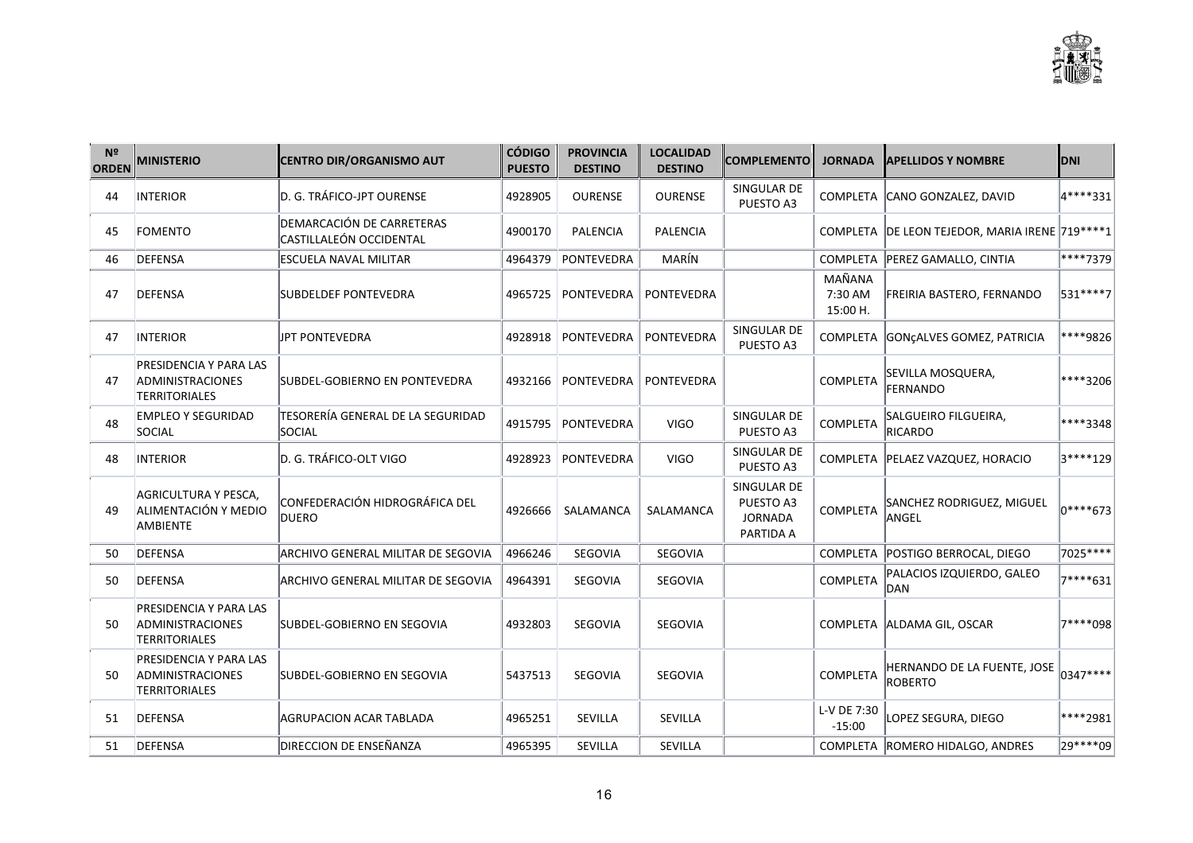| Nº ORDEN | MINISTERIO | CENTRO DIR/ORGANISMO AUT | CÓDIGO PUESTO | PROVINCIA DESTINO | LOCALIDAD DESTINO | COMPLEMENTO | JORNADA | APELLIDOS Y NOMBRE | DNI |
|---|---|---|---|---|---|---|---|---|---|
| 44 | INTERIOR | D. G. TRÁFICO-JPT OURENSE | 4928905 | OURENSE | OURENSE | SINGULAR DE PUESTO A3 | COMPLETA | CANO GONZALEZ, DAVID | 4****331 |
| 45 | FOMENTO | DEMARCACIÓN DE CARRETERAS CASTILLALEÓN OCCIDENTAL | 4900170 | PALENCIA | PALENCIA | | COMPLETA | DE LEON TEJEDOR, MARIA IRENE | 719****1 |
| 46 | DEFENSA | ESCUELA NAVAL MILITAR | 4964379 | PONTEVEDRA | MARÍN | | COMPLETA | PEREZ GAMALLO, CINTIA | ****7379 |
| 47 | DEFENSA | SUBDELDEF PONTEVEDRA | 4965725 | PONTEVEDRA | PONTEVEDRA | | MAÑANA 7:30 AM 15:00 H. | FREIRIA BASTERO, FERNANDO | 531****7 |
| 47 | INTERIOR | JPT PONTEVEDRA | 4928918 | PONTEVEDRA | PONTEVEDRA | SINGULAR DE PUESTO A3 | COMPLETA | GONçALVES GOMEZ, PATRICIA | ****9826 |
| 47 | PRESIDENCIA Y PARA LAS ADMINISTRACIONES TERRITORIALES | SUBDEL-GOBIERNO EN PONTEVEDRA | 4932166 | PONTEVEDRA | PONTEVEDRA | | COMPLETA | SEVILLA MOSQUERA, FERNANDO | ****3206 |
| 48 | EMPLEO Y SEGURIDAD SOCIAL | TESORERÍA GENERAL DE LA SEGURIDAD SOCIAL | 4915795 | PONTEVEDRA | VIGO | SINGULAR DE PUESTO A3 | COMPLETA | SALGUEIRO FILGUEIRA, RICARDO | ****3348 |
| 48 | INTERIOR | D. G. TRÁFICO-OLT VIGO | 4928923 | PONTEVEDRA | VIGO | SINGULAR DE PUESTO A3 | COMPLETA | PELAEZ VAZQUEZ, HORACIO | 3****129 |
| 49 | AGRICULTURA Y PESCA, ALIMENTACIÓN Y MEDIO AMBIENTE | CONFEDERACIÓN HIDROGRÁFICA DEL DUERO | 4926666 | SALAMANCA | SALAMANCA | SINGULAR DE PUESTO A3 JORNADA PARTIDA A | COMPLETA | SANCHEZ RODRIGUEZ, MIGUEL ANGEL | 0****673 |
| 50 | DEFENSA | ARCHIVO GENERAL MILITAR DE SEGOVIA | 4966246 | SEGOVIA | SEGOVIA | | COMPLETA | POSTIGO BERROCAL, DIEGO | 7025**** |
| 50 | DEFENSA | ARCHIVO GENERAL MILITAR DE SEGOVIA | 4964391 | SEGOVIA | SEGOVIA | | COMPLETA | PALACIOS IZQUIERDO, GALEO DAN | 7****631 |
| 50 | PRESIDENCIA Y PARA LAS ADMINISTRACIONES TERRITORIALES | SUBDEL-GOBIERNO EN SEGOVIA | 4932803 | SEGOVIA | SEGOVIA | | COMPLETA | ALDAMA GIL, OSCAR | 7****098 |
| 50 | PRESIDENCIA Y PARA LAS ADMINISTRACIONES TERRITORIALES | SUBDEL-GOBIERNO EN SEGOVIA | 5437513 | SEGOVIA | SEGOVIA | | COMPLETA | HERNANDO DE LA FUENTE, JOSE ROBERTO | 0347**** |
| 51 | DEFENSA | AGRUPACION ACAR TABLADA | 4965251 | SEVILLA | SEVILLA | | L-V DE 7:30 -15:00 | LOPEZ SEGURA, DIEGO | ****2981 |
| 51 | DEFENSA | DIRECCION DE ENSEÑANZA | 4965395 | SEVILLA | SEVILLA | | COMPLETA | ROMERO HIDALGO, ANDRES | 29****09 |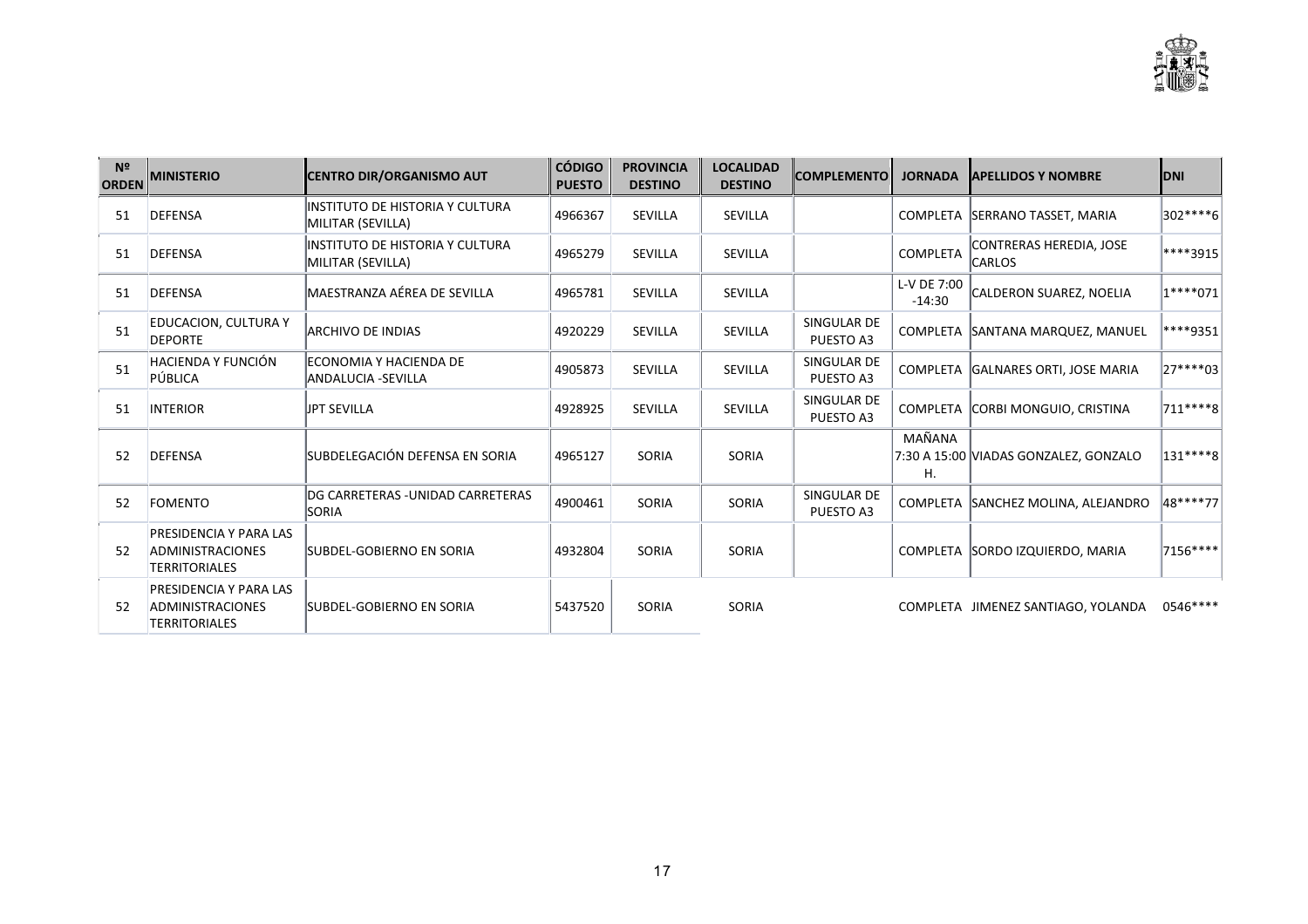| Nº ORDEN | MINISTERIO | CENTRO DIR/ORGANISMO AUT | CÓDIGO PUESTO | PROVINCIA DESTINO | LOCALIDAD DESTINO | COMPLEMENTO | JORNADA | APELLIDOS Y NOMBRE | DNI |
|---|---|---|---|---|---|---|---|---|---|
| 51 | DEFENSA | INSTITUTO DE HISTORIA Y CULTURA MILITAR (SEVILLA) | 4966367 | SEVILLA | SEVILLA | | COMPLETA | SERRANO TASSET, MARIA | 302****6 |
| 51 | DEFENSA | INSTITUTO DE HISTORIA Y CULTURA MILITAR (SEVILLA) | 4965279 | SEVILLA | SEVILLA | | COMPLETA | CONTRERAS HEREDIA, JOSE CARLOS | ****3915 |
| 51 | DEFENSA | MAESTRANZA AÉREA DE SEVILLA | 4965781 | SEVILLA | SEVILLA | | L-V DE 7:00 -14:30 | CALDERON SUAREZ, NOELIA | 1****071 |
| 51 | EDUCACION, CULTURA Y DEPORTE | ARCHIVO DE INDIAS | 4920229 | SEVILLA | SEVILLA | SINGULAR DE PUESTO A3 | COMPLETA | SANTANA MARQUEZ, MANUEL | ****9351 |
| 51 | HACIENDA Y FUNCIÓN PÚBLICA | ECONOMIA Y HACIENDA DE ANDALUCIA -SEVILLA | 4905873 | SEVILLA | SEVILLA | SINGULAR DE PUESTO A3 | COMPLETA | GALNARES ORTI, JOSE MARIA | 27****03 |
| 51 | INTERIOR | JPT SEVILLA | 4928925 | SEVILLA | SEVILLA | SINGULAR DE PUESTO A3 | COMPLETA | CORBI MONGUIO, CRISTINA | 711****8 |
| 52 | DEFENSA | SUBDELEGACIÓN DEFENSA EN SORIA | 4965127 | SORIA | SORIA | | MAÑANA 7:30 A 15:00 H. | VIADAS GONZALEZ, GONZALO | 131****8 |
| 52 | FOMENTO | DG CARRETERAS -UNIDAD CARRETERAS SORIA | 4900461 | SORIA | SORIA | SINGULAR DE PUESTO A3 | COMPLETA | SANCHEZ MOLINA, ALEJANDRO | 48****77 |
| 52 | PRESIDENCIA Y PARA LAS ADMINISTRACIONES TERRITORIALES | SUBDEL-GOBIERNO EN SORIA | 4932804 | SORIA | SORIA | | COMPLETA | SORDO IZQUIERDO, MARIA | 7156**** |
| 52 | PRESIDENCIA Y PARA LAS ADMINISTRACIONES TERRITORIALES | SUBDEL-GOBIERNO EN SORIA | 5437520 | SORIA | SORIA | | COMPLETA | JIMENEZ SANTIAGO, YOLANDA | 0546**** |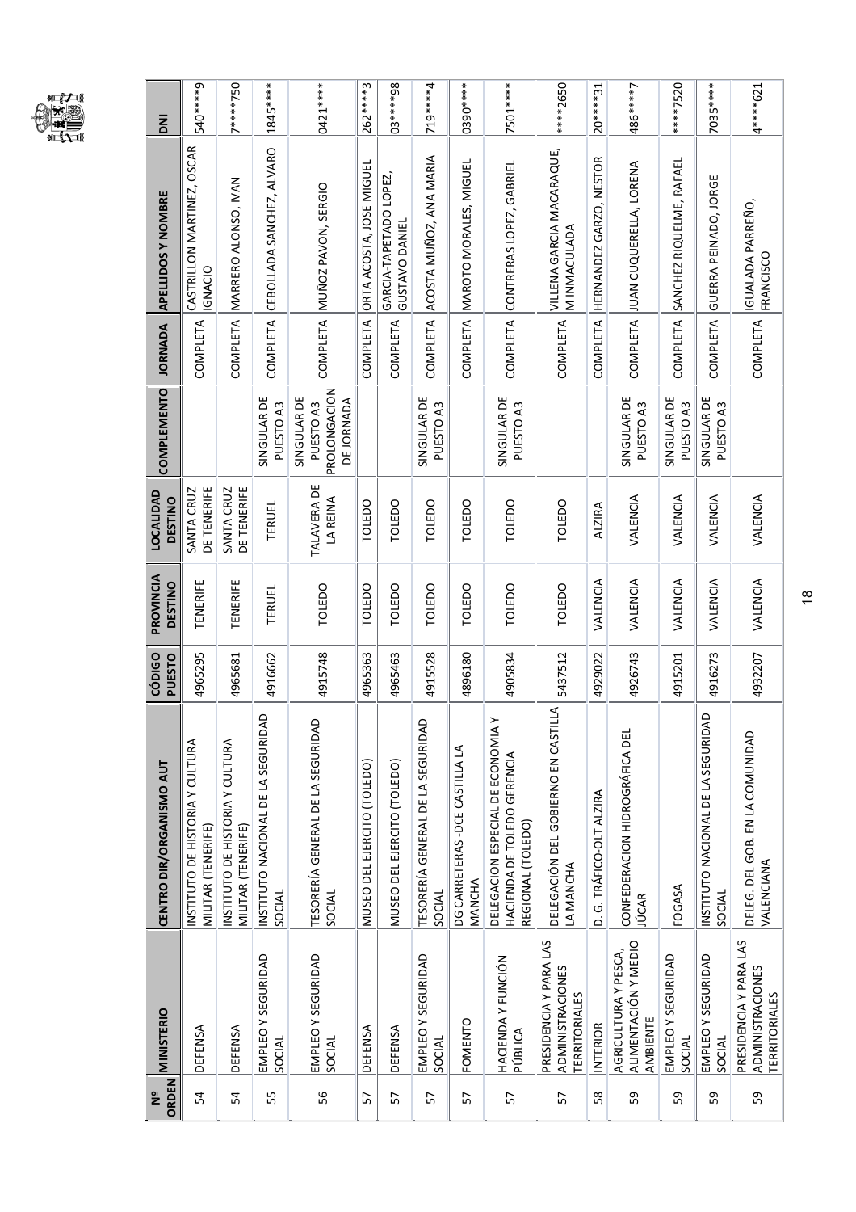| Nº ORDEN | MINISTERIO | CENTRO DIR/ORGANISMO AUT | CÓDIGO PUESTO | PROVINCIA DESTINO | LOCALIDAD DESTINO | COMPLEMENTO | JORNADA | APELLIDOS Y NOMBRE | DNI |
|---|---|---|---|---|---|---|---|---|---|
| 54 | DEFENSA | INSTITUTO DE HISTORIA Y CULTURA MILITAR (TENERIFE) | 4965295 | TENERIFE | SANTA CRUZ DE TENERIFE | | COMPLETA | CASTRILLON MARTINEZ, OSCAR IGNACIO | 540****9 |
| 54 | DEFENSA | INSTITUTO DE HISTORIA Y CULTURA MILITAR (TENERIFE) | 4965681 | TENERIFE | SANTA CRUZ DE TENERIFE | | COMPLETA | MARRERO ALONSO, IVAN | 7****750 |
| 55 | EMPLEO Y SEGURIDAD SOCIAL | INSTITUTO NACIONAL DE LA SEGURIDAD SOCIAL | 4916662 | TERUEL | TERUEL | SINGULAR DE PUESTO A3 | COMPLETA | CEBOLLADA SANCHEZ, ALVARO | 1845**** |
| 56 | EMPLEO Y SEGURIDAD SOCIAL | TESORERÍA GENERAL DE LA SEGURIDAD SOCIAL | 4915748 | TOLEDO | TALAVERA DE LA REINA | SINGULAR DE PUESTO A3 PROLONGACION DE JORNADA | COMPLETA | MUÑOZ PAVON, SERGIO | 0421**** |
| 57 | DEFENSA | MUSEO DEL EJERCITO (TOLEDO) | 4965363 | TOLEDO | TOLEDO | | COMPLETA | ORTA ACOSTA, JOSE MIGUEL | 262****3 |
| 57 | DEFENSA | MUSEO DEL EJERCITO (TOLEDO) | 4965463 | TOLEDO | TOLEDO | | COMPLETA | GARCIA-TAPETADO LOPEZ, GUSTAVO DANIEL | 03****98 |
| 57 | EMPLEO Y SEGURIDAD SOCIAL | TESORERÍA GENERAL DE LA SEGURIDAD SOCIAL | 4915528 | TOLEDO | TOLEDO | SINGULAR DE PUESTO A3 | COMPLETA | ACOSTA MUÑOZ, ANA MARIA | 719****4 |
| 57 | FOMENTO | DG CARRETERAS -DCE CASTILLA LA MANCHA | 4896180 | TOLEDO | TOLEDO | | COMPLETA | MAROTO MORALES, MIGUEL | 0390**** |
| 57 | HACIENDA Y FUNCIÓN PÚBLICA | DELEGACION ESPECIAL DE ECONOMIA Y HACIENDA DE TOLEDO GERENCIA REGIONAL (TOLEDO) | 4905834 | TOLEDO | TOLEDO | SINGULAR DE PUESTO A3 | COMPLETA | CONTRERAS LOPEZ, GABRIEL | 7501**** |
| 57 | PRESIDENCIA Y PARA LAS ADMINISTRACIONES TERRITORIALES | DELEGACIÓN DEL GOBIERNO EN CASTILLA LA MANCHA | 5437512 | TOLEDO | TOLEDO | | COMPLETA | VILLENA GARCIA MACARAQUE, M INMACULADA | ****2650 |
| 58 | INTERIOR | D. G. TRÁFICO-OLT ALZIRA | 4929022 | VALENCIA | ALZIRA | | COMPLETA | HERNANDEZ GARZO, NESTOR | 20****31 |
| 59 | AGRICULTURA Y PESCA, ALIMENTACIÓN Y MEDIO AMBIENTE | CONFEDERACION HIDROGRÁFICA DEL JÚCAR | 4926743 | VALENCIA | VALENCIA | SINGULAR DE PUESTO A3 | COMPLETA | JUAN CUQUERELLA, LORENA | 486****7 |
| 59 | EMPLEO Y SEGURIDAD SOCIAL | FOGASA | 4915201 | VALENCIA | VALENCIA | SINGULAR DE PUESTO A3 | COMPLETA | SANCHEZ RIQUELME, RAFAEL | ****7520 |
| 59 | EMPLEO Y SEGURIDAD SOCIAL | INSTITUTO NACIONAL DE LA SEGURIDAD SOCIAL | 4916273 | VALENCIA | VALENCIA | SINGULAR DE PUESTO A3 | COMPLETA | GUERRA PEINADO, JORGE | 7035**** |
| 59 | PRESIDENCIA Y PARA LAS ADMINISTRACIONES TERRITORIALES | DELEG. DEL GOB. EN LA COMUNIDAD VALENCIANA | 4932207 | VALENCIA | VALENCIA | | COMPLETA | IGUALADA PARREÑO, FRANCISCO | 4****621 |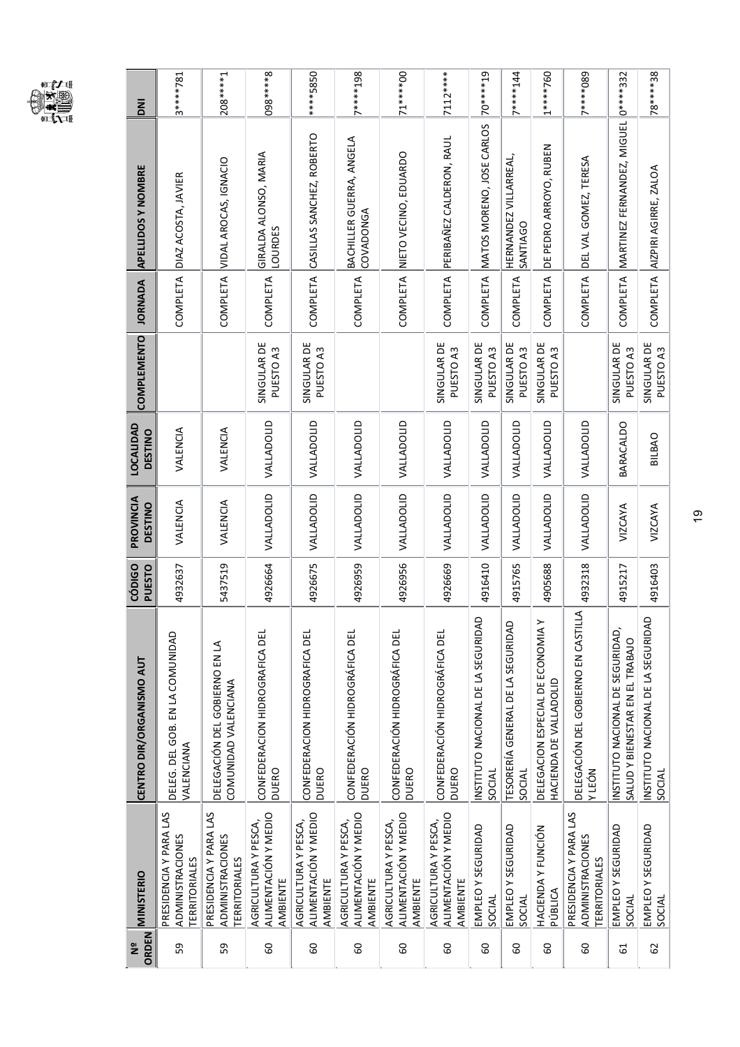| Nº ORDEN | MINISTERIO | CENTRO DIR/ORGANISMO AUT | CÓDIGO PUESTO | PROVINCIA DESTINO | LOCALIDAD DESTINO | COMPLEMENTO | JORNADA | APELLIDOS Y NOMBRE | DNI |
|---|---|---|---|---|---|---|---|---|---|
| 59 | PRESIDENCIA Y PARA LAS ADMINISTRACIONES TERRITORIALES | DELEG. DEL GOB. EN LA COMUNIDAD VALENCIANA | 4932637 | VALENCIA | VALENCIA | | COMPLETA | DIAZ ACOSTA, JAVIER | 3****781 |
| 59 | PRESIDENCIA Y PARA LAS ADMINISTRACIONES TERRITORIALES | DELEGACIÓN DEL GOBIERNO EN LA COMUNIDAD VALENCIANA | 5437519 | VALENCIA | VALENCIA | | COMPLETA | VIDAL AROCAS, IGNACIO | 208****1 |
| 60 | AGRICULTURA Y PESCA, ALIMENTACIÓN Y MEDIO AMBIENTE | CONFEDERACION HIDROGRAFICA DEL DUERO | 4926664 | VALLADOLID | VALLADOLID | SINGULAR DE PUESTO A3 | COMPLETA | GIRALDA ALONSO, MARIA LOURDES | 098****8 |
| 60 | AGRICULTURA Y PESCA, ALIMENTACIÓN Y MEDIO AMBIENTE | CONFEDERACION HIDROGRAFICA DEL DUERO | 4926675 | VALLADOLID | VALLADOLID | SINGULAR DE PUESTO A3 | COMPLETA | CASILLAS SANCHEZ, ROBERTO | ****5850 |
| 60 | AGRICULTURA Y PESCA, ALIMENTACIÓN Y MEDIO AMBIENTE | CONFEDERACIÓN HIDROGRÁFICA DEL DUERO | 4926959 | VALLADOLID | VALLADOLID | | COMPLETA | BACHILLER GUERRA, ANGELA COVADONGA | 7****198 |
| 60 | AGRICULTURA Y PESCA, ALIMENTACIÓN Y MEDIO AMBIENTE | CONFEDERACIÓN HIDROGRÁFICA DEL DUERO | 4926956 | VALLADOLID | VALLADOLID | | COMPLETA | NIETO VECINO, EDUARDO | 71****00 |
| 60 | AGRICULTURA Y PESCA, ALIMENTACIÓN Y MEDIO AMBIENTE | CONFEDERACIÓN HIDROGRÁFICA DEL DUERO | 4926669 | VALLADOLID | VALLADOLID | SINGULAR DE PUESTO A3 | COMPLETA | PERIBAÑEZ CALDERON, RAUL | 7112**** |
| 60 | EMPLEO Y SEGURIDAD SOCIAL | INSTITUTO NACIONAL DE LA SEGURIDAD SOCIAL | 4916410 | VALLADOLID | VALLADOLID | SINGULAR DE PUESTO A3 | COMPLETA | MATOS MORENO, JOSE CARLOS | 70****19 |
| 60 | EMPLEO Y SEGURIDAD SOCIAL | TESORERÍA GENERAL DE LA SEGURIDAD SOCIAL | 4915765 | VALLADOLID | VALLADOLID | SINGULAR DE PUESTO A3 | COMPLETA | HERNANDEZ VILLARREAL, SANTIAGO | 7****144 |
| 60 | HACIENDA Y FUNCIÓN PÚBLICA | DELEGACION ESPECIAL DE ECONOMIA Y HACIENDA DE VALLADOLID | 4905688 | VALLADOLID | VALLADOLID | SINGULAR DE PUESTO A3 | COMPLETA | DE PEDRO ARROYO, RUBEN | 1****760 |
| 60 | PRESIDENCIA Y PARA LAS ADMINISTRACIONES TERRITORIALES | DELEGACIÓN DEL GOBIERNO EN CASTILLA Y LEÓN | 4932318 | VALLADOLID | VALLADOLID | | COMPLETA | DEL VAL GOMEZ, TERESA | 7****089 |
| 61 | EMPLEO Y SEGURIDAD SOCIAL | INSTITUTO NACIONAL DE SEGURIDAD, SALUD Y BIENESTAR EN EL TRABAJO | 4915217 | VIZCAYA | BARACALDO | SINGULAR DE PUESTO A3 | COMPLETA | MARTINEZ FERNANDEZ, MIGUEL | 0****332 |
| 62 | EMPLEO Y SEGURIDAD SOCIAL | INSTITUTO NACIONAL DE LA SEGURIDAD SOCIAL | 4916403 | VIZCAYA | BILBAO | SINGULAR DE PUESTO A3 | COMPLETA | AIZPIRI AGIRRE, ZALOA | 78****38 |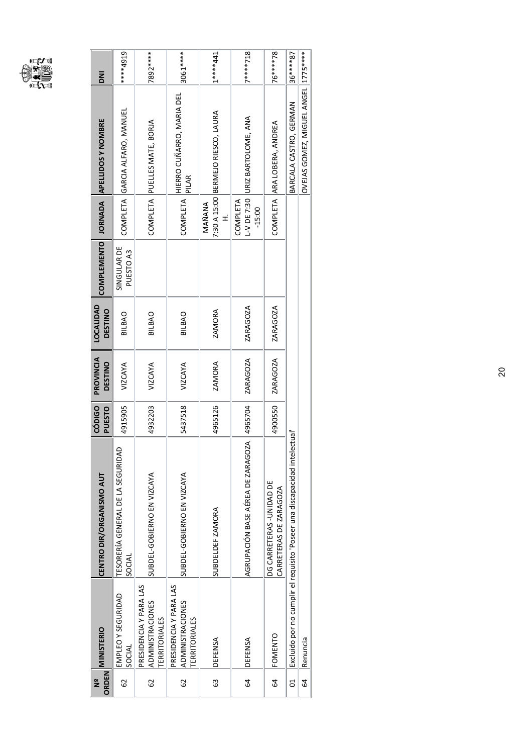| Nº ORDEN | MINISTERIO | CENTRO DIR/ORGANISMO AUT | CÓDIGO PUESTO | PROVINCIA DESTINO | LOCALIDAD DESTINO | COMPLEMENTO | JORNADA | APELLIDOS Y NOMBRE | DNI |
|---|---|---|---|---|---|---|---|---|---|
| 62 | EMPLEO Y SEGURIDAD SOCIAL | TESORERÍA GENERAL DE LA SEGURIDAD SOCIAL | 4915905 | VIZCAYA | BILBAO | SINGULAR DE PUESTO A3 | COMPLETA | GARCIA ALFARO, MANUEL | ****4919 |
| 62 | PRESIDENCIA Y PARA LAS ADMINISTRACIONES TERRITORIALES | SUBDEL-GOBIERNO EN VIZCAYA | 4932203 | VIZCAYA | BILBAO | | COMPLETA | PUELLES MATE, BORJA | 7892**** |
| 62 | PRESIDENCIA Y PARA LAS ADMINISTRACIONES TERRITORIALES | SUBDEL-GOBIERNO EN VIZCAYA | 5437518 | VIZCAYA | BILBAO | | COMPLETA | HIERRO CUÑARRO, MARIA DEL PILAR | 3061**** |
| 63 | DEFENSA | SUBDELDEF ZAMORA | 4965126 | ZAMORA | ZAMORA | | MAÑANA 7:30 A 15:00 H. | BERMEJO RIESCO, LAURA | 1****441 |
| 64 | DEFENSA | AGRUPACIÓN BASE AÉREA DE ZARAGOZA | 4965704 | ZARAGOZA | ZARAGOZA | | COMPLETA L-V DE 7:30 -15:00 | URIZ BARTOLOME, ANA | 7****718 |
| 64 | FOMENTO | DG CARRETERAS -UNIDAD DE CARRETERAS DE ZARAGOZA | 4900550 | ZARAGOZA | ZARAGOZA | | COMPLETA | ARA LOBERA, ANDREA | 76****78 |
| 01 | Excluido por no cumplir el requisito 'Poseer una discapacidad intelectual' | | | | | | | BARCALA CASTRO, GERMAN | 36****87 |
| 64 | Renuncia | | | | | | | OVEJAS GOMEZ, MIGUEL ANGEL | 1775**** |